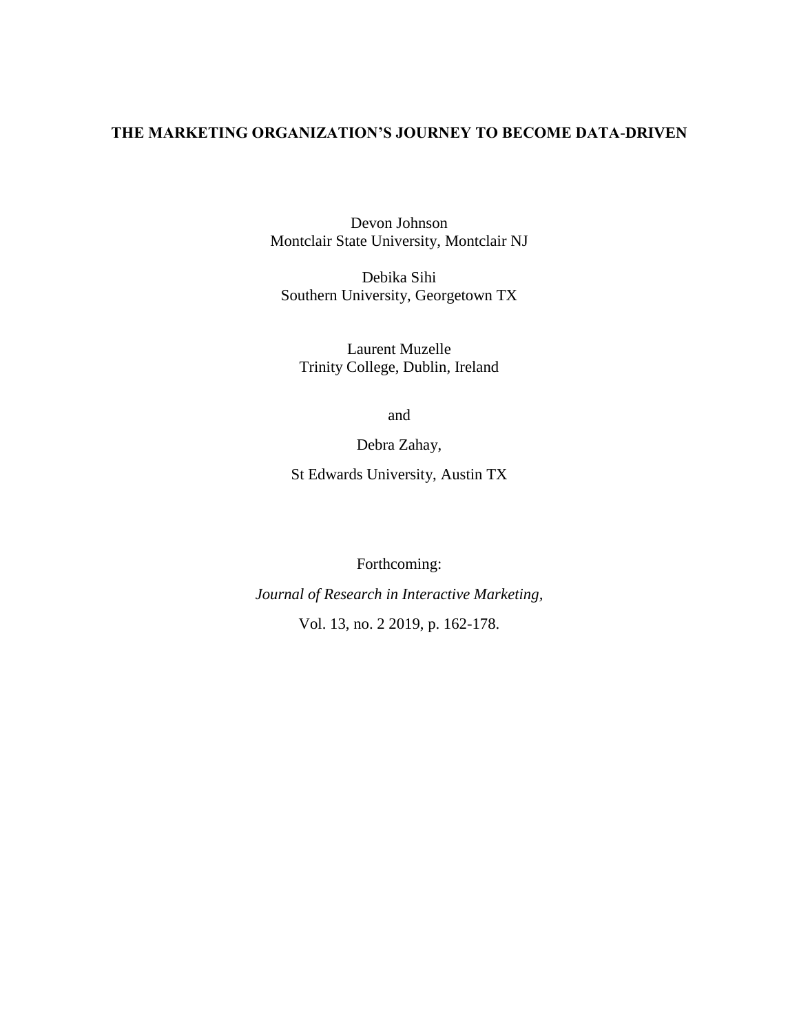# THE MARKETING ORGANIZATION'S JOURNEY TO BECOME DATA-DRIVEN

Devon Johnson
Montclair State University, Montclair NJ

Debika Sihi
Southern University, Georgetown TX

Laurent Muzelle
Trinity College, Dublin, Ireland

and

Debra Zahay,

St Edwards University, Austin TX

Forthcoming:

*Journal of Research in Interactive Marketing,*

Vol. 13, no. 2 2019, p. 162-178.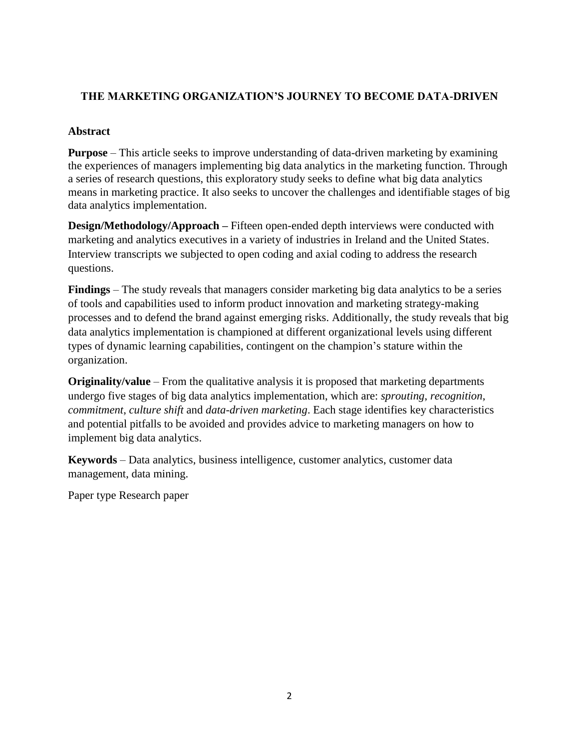## THE MARKETING ORGANIZATION'S JOURNEY TO BECOME DATA-DRIVEN

### Abstract

**Purpose** – This article seeks to improve understanding of data-driven marketing by examining the experiences of managers implementing big data analytics in the marketing function. Through a series of research questions, this exploratory study seeks to define what big data analytics means in marketing practice. It also seeks to uncover the challenges and identifiable stages of big data analytics implementation.

**Design/Methodology/Approach –** Fifteen open-ended depth interviews were conducted with marketing and analytics executives in a variety of industries in Ireland and the United States. Interview transcripts we subjected to open coding and axial coding to address the research questions.

**Findings** – The study reveals that managers consider marketing big data analytics to be a series of tools and capabilities used to inform product innovation and marketing strategy-making processes and to defend the brand against emerging risks. Additionally, the study reveals that big data analytics implementation is championed at different organizational levels using different types of dynamic learning capabilities, contingent on the champion's stature within the organization.

**Originality/value** – From the qualitative analysis it is proposed that marketing departments undergo five stages of big data analytics implementation, which are: *sprouting*, *recognition*, *commitment*, *culture shift* and *data-driven marketing*. Each stage identifies key characteristics and potential pitfalls to be avoided and provides advice to marketing managers on how to implement big data analytics.

**Keywords** – Data analytics, business intelligence, customer analytics, customer data management, data mining.

Paper type Research paper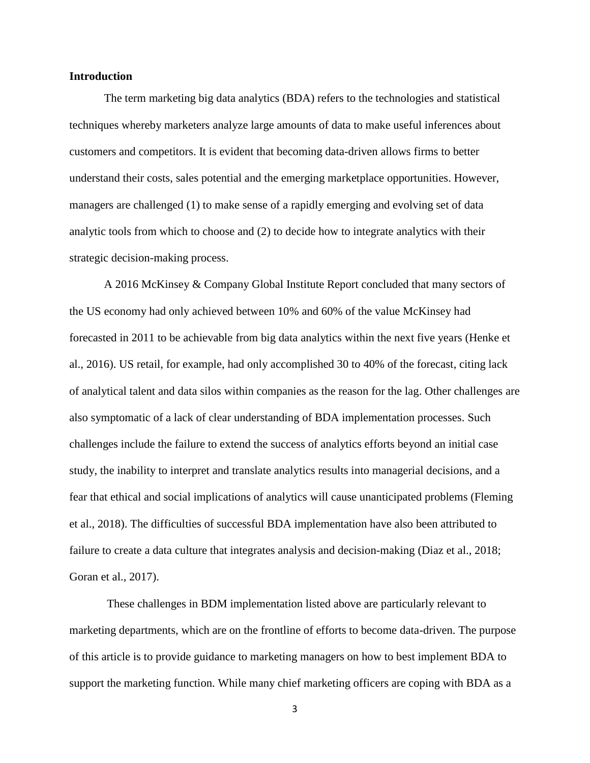## Introduction

The term marketing big data analytics (BDA) refers to the technologies and statistical techniques whereby marketers analyze large amounts of data to make useful inferences about customers and competitors. It is evident that becoming data-driven allows firms to better understand their costs, sales potential and the emerging marketplace opportunities. However, managers are challenged (1) to make sense of a rapidly emerging and evolving set of data analytic tools from which to choose and (2) to decide how to integrate analytics with their strategic decision-making process.

A 2016 McKinsey & Company Global Institute Report concluded that many sectors of the US economy had only achieved between 10% and 60% of the value McKinsey had forecasted in 2011 to be achievable from big data analytics within the next five years (Henke et al., 2016). US retail, for example, had only accomplished 30 to 40% of the forecast, citing lack of analytical talent and data silos within companies as the reason for the lag. Other challenges are also symptomatic of a lack of clear understanding of BDA implementation processes. Such challenges include the failure to extend the success of analytics efforts beyond an initial case study, the inability to interpret and translate analytics results into managerial decisions, and a fear that ethical and social implications of analytics will cause unanticipated problems (Fleming et al., 2018). The difficulties of successful BDA implementation have also been attributed to failure to create a data culture that integrates analysis and decision-making (Diaz et al., 2018; Goran et al., 2017).

These challenges in BDM implementation listed above are particularly relevant to marketing departments, which are on the frontline of efforts to become data-driven. The purpose of this article is to provide guidance to marketing managers on how to best implement BDA to support the marketing function. While many chief marketing officers are coping with BDA as a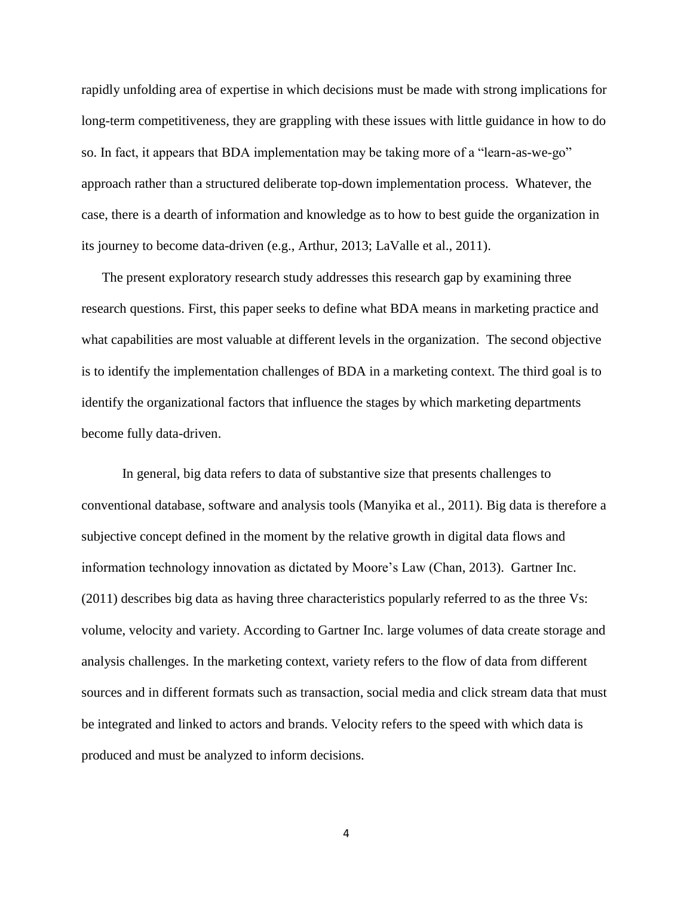rapidly unfolding area of expertise in which decisions must be made with strong implications for long-term competitiveness, they are grappling with these issues with little guidance in how to do so. In fact, it appears that BDA implementation may be taking more of a "learn-as-we-go" approach rather than a structured deliberate top-down implementation process. Whatever, the case, there is a dearth of information and knowledge as to how to best guide the organization in its journey to become data-driven (e.g., Arthur, 2013; LaValle et al., 2011).

The present exploratory research study addresses this research gap by examining three research questions. First, this paper seeks to define what BDA means in marketing practice and what capabilities are most valuable at different levels in the organization. The second objective is to identify the implementation challenges of BDA in a marketing context. The third goal is to identify the organizational factors that influence the stages by which marketing departments become fully data-driven.

In general, big data refers to data of substantive size that presents challenges to conventional database, software and analysis tools (Manyika et al., 2011). Big data is therefore a subjective concept defined in the moment by the relative growth in digital data flows and information technology innovation as dictated by Moore's Law (Chan, 2013). Gartner Inc. (2011) describes big data as having three characteristics popularly referred to as the three Vs: volume, velocity and variety. According to Gartner Inc. large volumes of data create storage and analysis challenges. In the marketing context, variety refers to the flow of data from different sources and in different formats such as transaction, social media and click stream data that must be integrated and linked to actors and brands. Velocity refers to the speed with which data is produced and must be analyzed to inform decisions.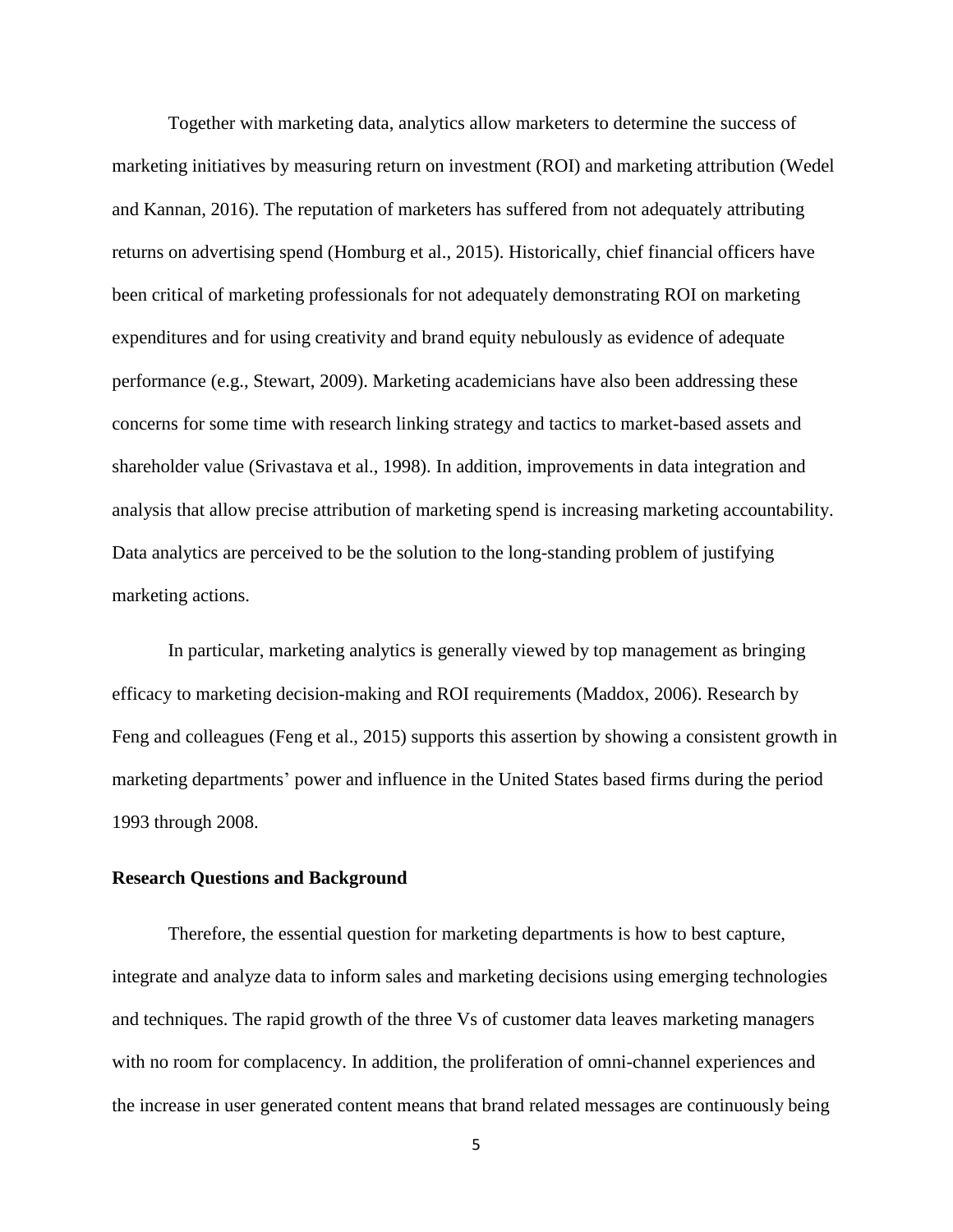Together with marketing data, analytics allow marketers to determine the success of marketing initiatives by measuring return on investment (ROI) and marketing attribution (Wedel and Kannan, 2016). The reputation of marketers has suffered from not adequately attributing returns on advertising spend (Homburg et al., 2015). Historically, chief financial officers have been critical of marketing professionals for not adequately demonstrating ROI on marketing expenditures and for using creativity and brand equity nebulously as evidence of adequate performance (e.g., Stewart, 2009). Marketing academicians have also been addressing these concerns for some time with research linking strategy and tactics to market-based assets and shareholder value (Srivastava et al., 1998). In addition, improvements in data integration and analysis that allow precise attribution of marketing spend is increasing marketing accountability. Data analytics are perceived to be the solution to the long-standing problem of justifying marketing actions.

In particular, marketing analytics is generally viewed by top management as bringing efficacy to marketing decision-making and ROI requirements (Maddox, 2006). Research by Feng and colleagues (Feng et al., 2015) supports this assertion by showing a consistent growth in marketing departments' power and influence in the United States based firms during the period 1993 through 2008.

**Research Questions and Background**

Therefore, the essential question for marketing departments is how to best capture, integrate and analyze data to inform sales and marketing decisions using emerging technologies and techniques. The rapid growth of the three Vs of customer data leaves marketing managers with no room for complacency. In addition, the proliferation of omni-channel experiences and the increase in user generated content means that brand related messages are continuously being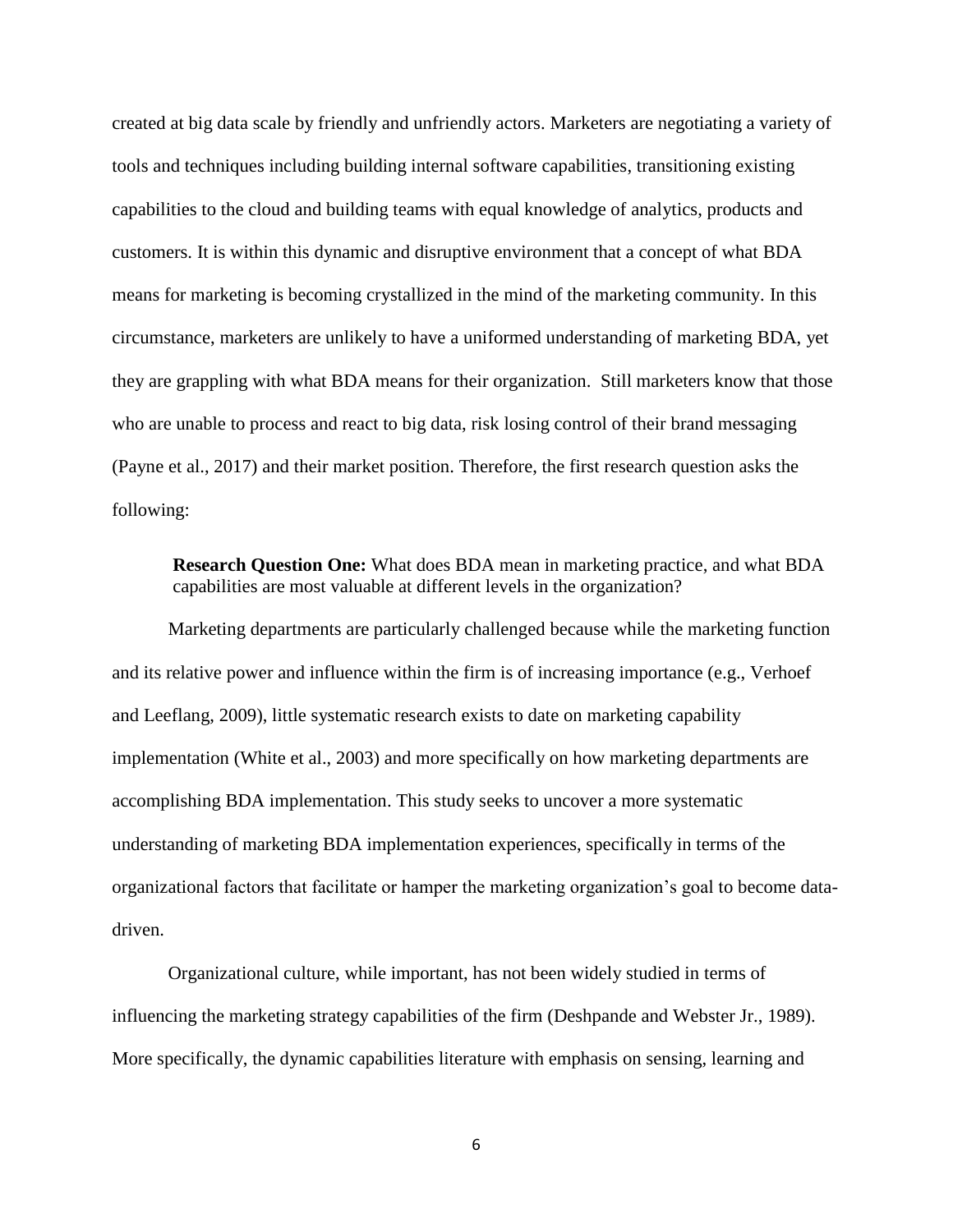created at big data scale by friendly and unfriendly actors. Marketers are negotiating a variety of tools and techniques including building internal software capabilities, transitioning existing capabilities to the cloud and building teams with equal knowledge of analytics, products and customers. It is within this dynamic and disruptive environment that a concept of what BDA means for marketing is becoming crystallized in the mind of the marketing community. In this circumstance, marketers are unlikely to have a uniformed understanding of marketing BDA, yet they are grappling with what BDA means for their organization. Still marketers know that those who are unable to process and react to big data, risk losing control of their brand messaging (Payne et al., 2017) and their market position. Therefore, the first research question asks the following:

> **Research Question One:** What does BDA mean in marketing practice, and what BDA capabilities are most valuable at different levels in the organization?

Marketing departments are particularly challenged because while the marketing function and its relative power and influence within the firm is of increasing importance (e.g., Verhoef and Leeflang, 2009), little systematic research exists to date on marketing capability implementation (White et al., 2003) and more specifically on how marketing departments are accomplishing BDA implementation. This study seeks to uncover a more systematic understanding of marketing BDA implementation experiences, specifically in terms of the organizational factors that facilitate or hamper the marketing organization's goal to become data-driven.

Organizational culture, while important, has not been widely studied in terms of influencing the marketing strategy capabilities of the firm (Deshpande and Webster Jr., 1989). More specifically, the dynamic capabilities literature with emphasis on sensing, learning and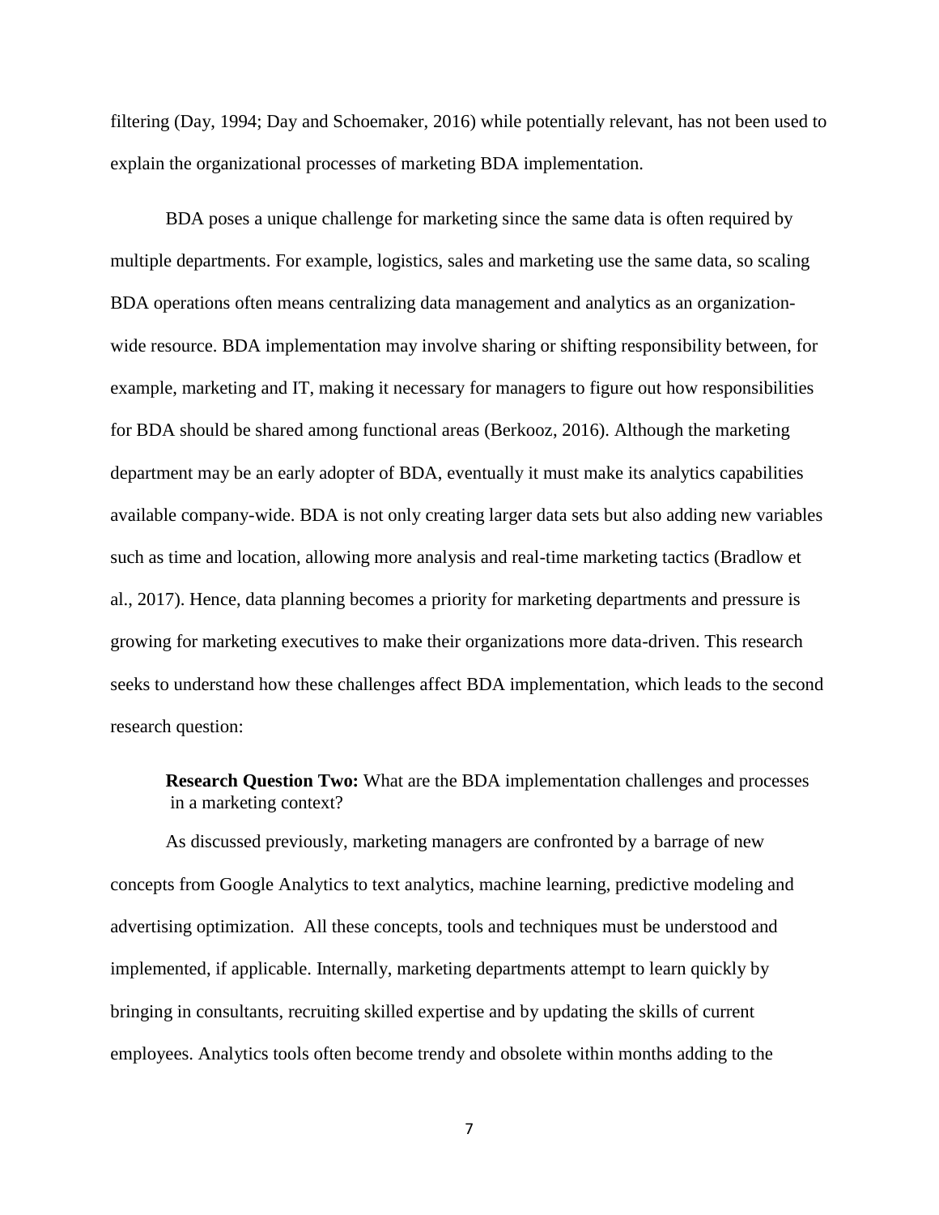filtering (Day, 1994; Day and Schoemaker, 2016) while potentially relevant, has not been used to explain the organizational processes of marketing BDA implementation.

BDA poses a unique challenge for marketing since the same data is often required by multiple departments. For example, logistics, sales and marketing use the same data, so scaling BDA operations often means centralizing data management and analytics as an organization-wide resource. BDA implementation may involve sharing or shifting responsibility between, for example, marketing and IT, making it necessary for managers to figure out how responsibilities for BDA should be shared among functional areas (Berkooz, 2016). Although the marketing department may be an early adopter of BDA, eventually it must make its analytics capabilities available company-wide. BDA is not only creating larger data sets but also adding new variables such as time and location, allowing more analysis and real-time marketing tactics (Bradlow et al., 2017). Hence, data planning becomes a priority for marketing departments and pressure is growing for marketing executives to make their organizations more data-driven. This research seeks to understand how these challenges affect BDA implementation, which leads to the second research question:

> **Research Question Two:** What are the BDA implementation challenges and processes in a marketing context?

As discussed previously, marketing managers are confronted by a barrage of new concepts from Google Analytics to text analytics, machine learning, predictive modeling and advertising optimization. All these concepts, tools and techniques must be understood and implemented, if applicable. Internally, marketing departments attempt to learn quickly by bringing in consultants, recruiting skilled expertise and by updating the skills of current employees. Analytics tools often become trendy and obsolete within months adding to the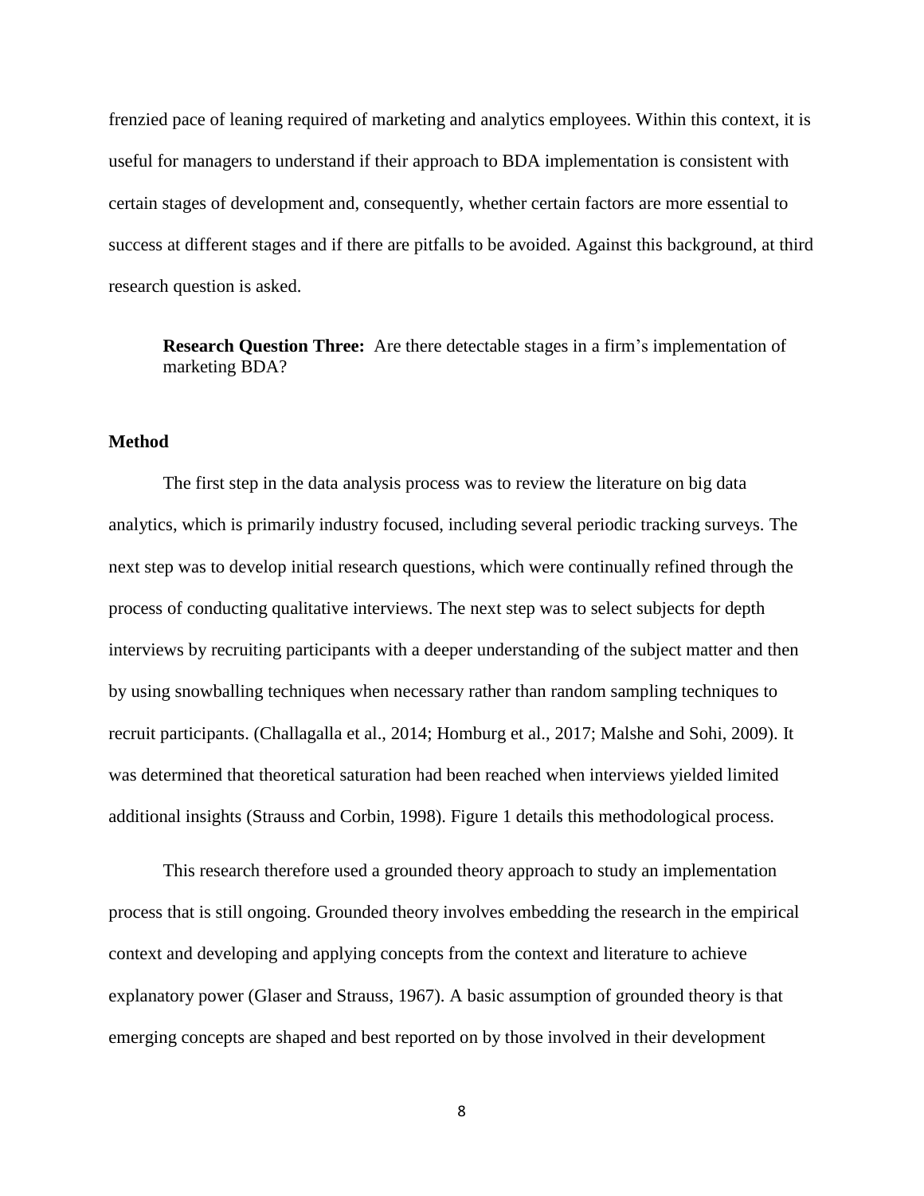frenzied pace of leaning required of marketing and analytics employees. Within this context, it is useful for managers to understand if their approach to BDA implementation is consistent with certain stages of development and, consequently, whether certain factors are more essential to success at different stages and if there are pitfalls to be avoided. Against this background, at third research question is asked.

> **Research Question Three:** Are there detectable stages in a firm's implementation of marketing BDA?

### Method

The first step in the data analysis process was to review the literature on big data analytics, which is primarily industry focused, including several periodic tracking surveys. The next step was to develop initial research questions, which were continually refined through the process of conducting qualitative interviews. The next step was to select subjects for depth interviews by recruiting participants with a deeper understanding of the subject matter and then by using snowballing techniques when necessary rather than random sampling techniques to recruit participants. (Challagalla et al., 2014; Homburg et al., 2017; Malshe and Sohi, 2009). It was determined that theoretical saturation had been reached when interviews yielded limited additional insights (Strauss and Corbin, 1998). Figure 1 details this methodological process.

This research therefore used a grounded theory approach to study an implementation process that is still ongoing. Grounded theory involves embedding the research in the empirical context and developing and applying concepts from the context and literature to achieve explanatory power (Glaser and Strauss, 1967). A basic assumption of grounded theory is that emerging concepts are shaped and best reported on by those involved in their development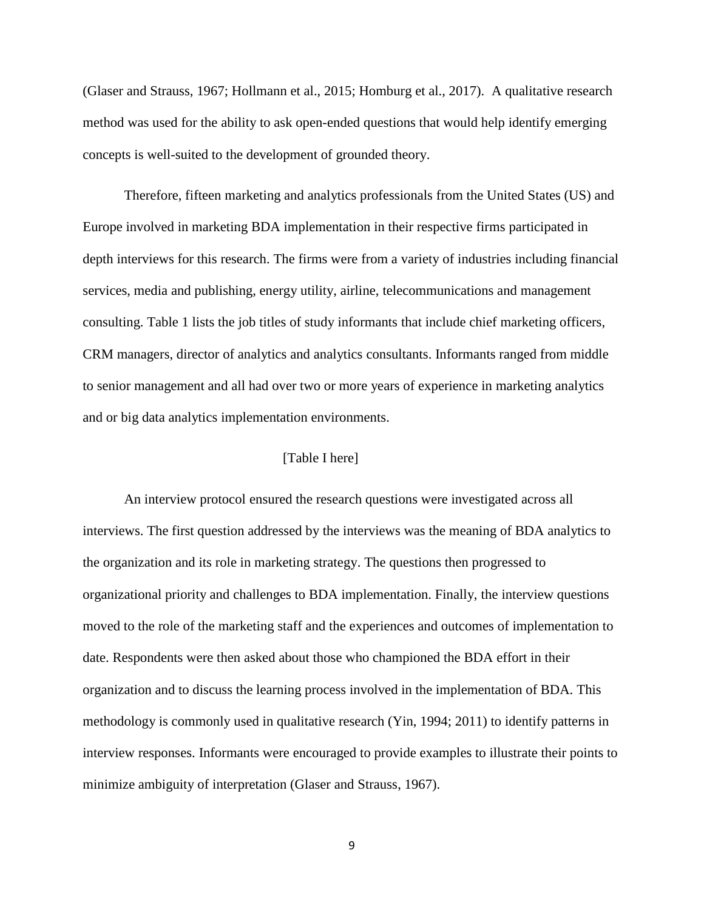(Glaser and Strauss, 1967; Hollmann et al., 2015; Homburg et al., 2017). A qualitative research method was used for the ability to ask open-ended questions that would help identify emerging concepts is well-suited to the development of grounded theory.

Therefore, fifteen marketing and analytics professionals from the United States (US) and Europe involved in marketing BDA implementation in their respective firms participated in depth interviews for this research. The firms were from a variety of industries including financial services, media and publishing, energy utility, airline, telecommunications and management consulting. Table 1 lists the job titles of study informants that include chief marketing officers, CRM managers, director of analytics and analytics consultants. Informants ranged from middle to senior management and all had over two or more years of experience in marketing analytics and or big data analytics implementation environments.

[Table I here]

An interview protocol ensured the research questions were investigated across all interviews. The first question addressed by the interviews was the meaning of BDA analytics to the organization and its role in marketing strategy. The questions then progressed to organizational priority and challenges to BDA implementation. Finally, the interview questions moved to the role of the marketing staff and the experiences and outcomes of implementation to date. Respondents were then asked about those who championed the BDA effort in their organization and to discuss the learning process involved in the implementation of BDA. This methodology is commonly used in qualitative research (Yin, 1994; 2011) to identify patterns in interview responses. Informants were encouraged to provide examples to illustrate their points to minimize ambiguity of interpretation (Glaser and Strauss, 1967).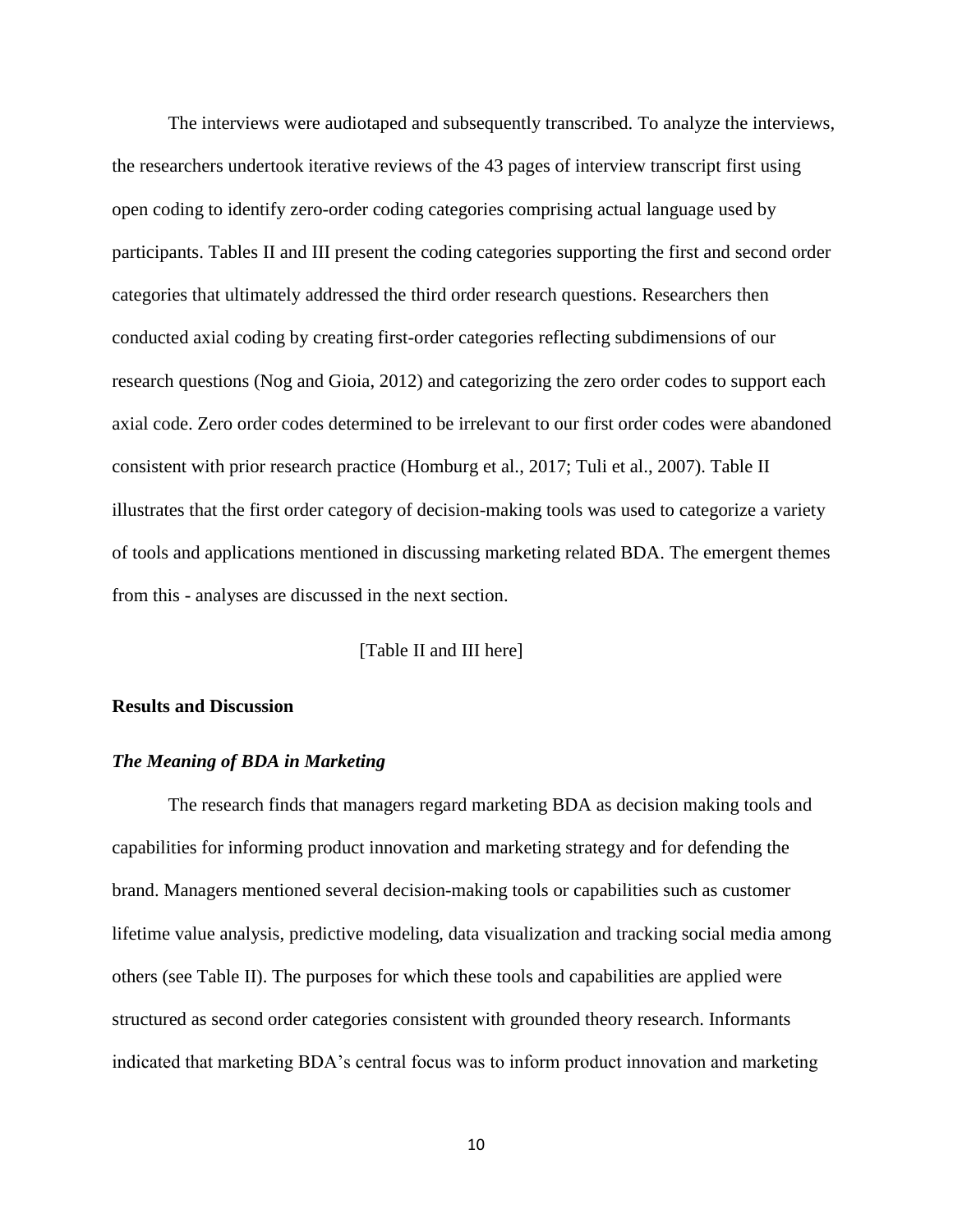The interviews were audiotaped and subsequently transcribed. To analyze the interviews, the researchers undertook iterative reviews of the 43 pages of interview transcript first using open coding to identify zero-order coding categories comprising actual language used by participants. Tables II and III present the coding categories supporting the first and second order categories that ultimately addressed the third order research questions. Researchers then conducted axial coding by creating first-order categories reflecting subdimensions of our research questions (Nog and Gioia, 2012) and categorizing the zero order codes to support each axial code. Zero order codes determined to be irrelevant to our first order codes were abandoned consistent with prior research practice (Homburg et al., 2017; Tuli et al., 2007). Table II illustrates that the first order category of decision-making tools was used to categorize a variety of tools and applications mentioned in discussing marketing related BDA. The emergent themes from this - analyses are discussed in the next section.

[Table II and III here]

## Results and Discussion

### *The Meaning of BDA in Marketing*

The research finds that managers regard marketing BDA as decision making tools and capabilities for informing product innovation and marketing strategy and for defending the brand. Managers mentioned several decision-making tools or capabilities such as customer lifetime value analysis, predictive modeling, data visualization and tracking social media among others (see Table II). The purposes for which these tools and capabilities are applied were structured as second order categories consistent with grounded theory research. Informants indicated that marketing BDA's central focus was to inform product innovation and marketing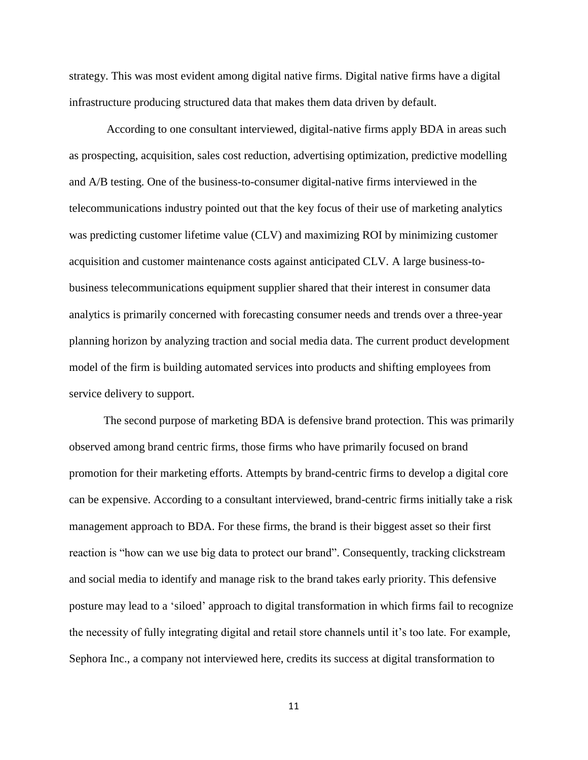strategy. This was most evident among digital native firms. Digital native firms have a digital infrastructure producing structured data that makes them data driven by default.

According to one consultant interviewed, digital-native firms apply BDA in areas such as prospecting, acquisition, sales cost reduction, advertising optimization, predictive modelling and A/B testing. One of the business-to-consumer digital-native firms interviewed in the telecommunications industry pointed out that the key focus of their use of marketing analytics was predicting customer lifetime value (CLV) and maximizing ROI by minimizing customer acquisition and customer maintenance costs against anticipated CLV. A large business-to-business telecommunications equipment supplier shared that their interest in consumer data analytics is primarily concerned with forecasting consumer needs and trends over a three-year planning horizon by analyzing traction and social media data. The current product development model of the firm is building automated services into products and shifting employees from service delivery to support.

The second purpose of marketing BDA is defensive brand protection. This was primarily observed among brand centric firms, those firms who have primarily focused on brand promotion for their marketing efforts. Attempts by brand-centric firms to develop a digital core can be expensive. According to a consultant interviewed, brand-centric firms initially take a risk management approach to BDA. For these firms, the brand is their biggest asset so their first reaction is "how can we use big data to protect our brand". Consequently, tracking clickstream and social media to identify and manage risk to the brand takes early priority. This defensive posture may lead to a 'siloed' approach to digital transformation in which firms fail to recognize the necessity of fully integrating digital and retail store channels until it's too late. For example, Sephora Inc., a company not interviewed here, credits its success at digital transformation to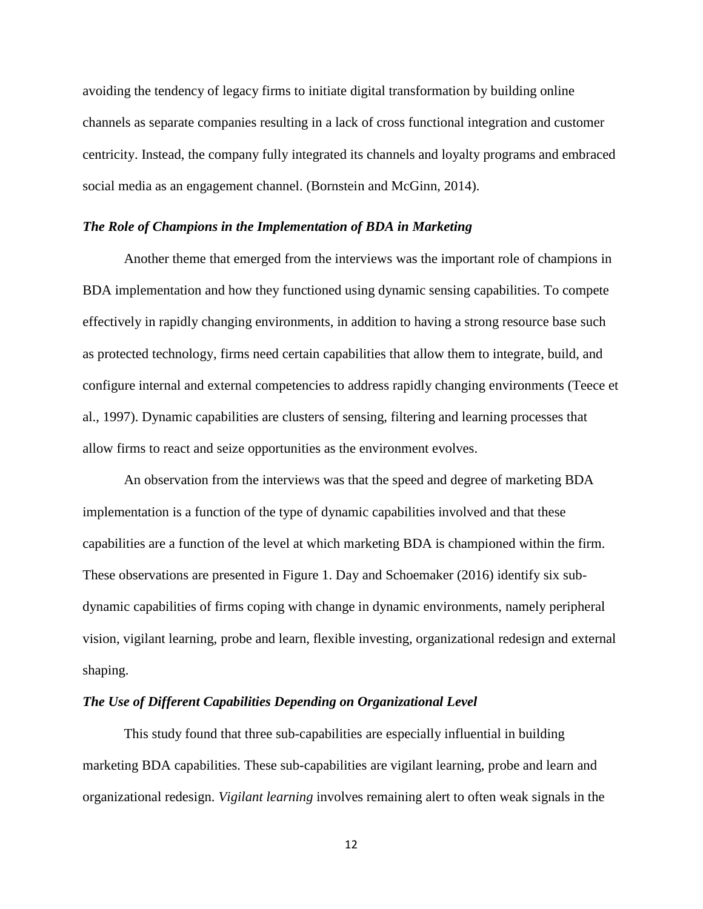avoiding the tendency of legacy firms to initiate digital transformation by building online channels as separate companies resulting in a lack of cross functional integration and customer centricity. Instead, the company fully integrated its channels and loyalty programs and embraced social media as an engagement channel. (Bornstein and McGinn, 2014).

### *The Role of Champions in the Implementation of BDA in Marketing*

Another theme that emerged from the interviews was the important role of champions in BDA implementation and how they functioned using dynamic sensing capabilities. To compete effectively in rapidly changing environments, in addition to having a strong resource base such as protected technology, firms need certain capabilities that allow them to integrate, build, and configure internal and external competencies to address rapidly changing environments (Teece et al., 1997). Dynamic capabilities are clusters of sensing, filtering and learning processes that allow firms to react and seize opportunities as the environment evolves.

An observation from the interviews was that the speed and degree of marketing BDA implementation is a function of the type of dynamic capabilities involved and that these capabilities are a function of the level at which marketing BDA is championed within the firm. These observations are presented in Figure 1. Day and Schoemaker (2016) identify six sub-dynamic capabilities of firms coping with change in dynamic environments, namely peripheral vision, vigilant learning, probe and learn, flexible investing, organizational redesign and external shaping.

### *The Use of Different Capabilities Depending on Organizational Level*

This study found that three sub-capabilities are especially influential in building marketing BDA capabilities. These sub-capabilities are vigilant learning, probe and learn and organizational redesign. *Vigilant learning* involves remaining alert to often weak signals in the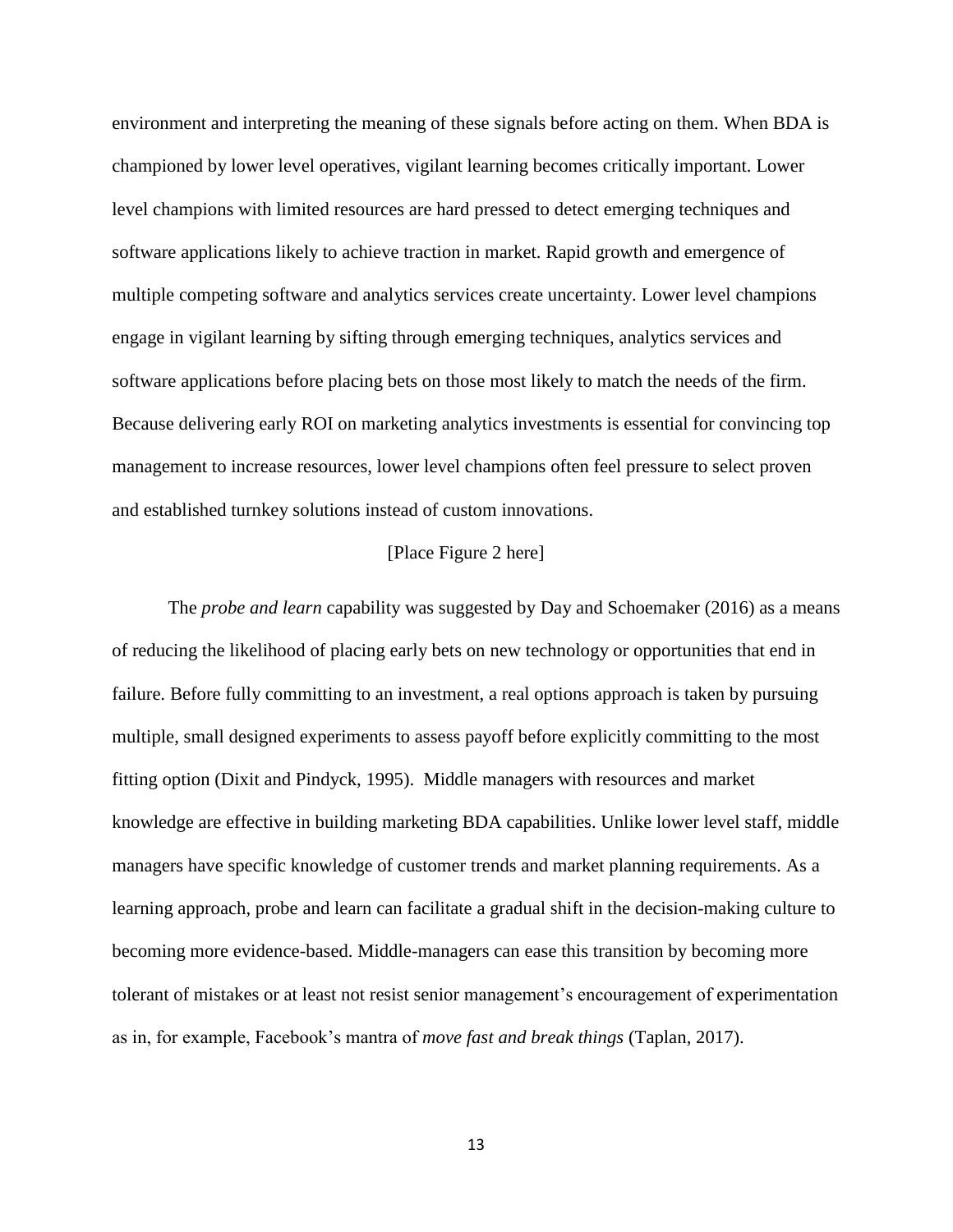environment and interpreting the meaning of these signals before acting on them. When BDA is championed by lower level operatives, vigilant learning becomes critically important. Lower level champions with limited resources are hard pressed to detect emerging techniques and software applications likely to achieve traction in market. Rapid growth and emergence of multiple competing software and analytics services create uncertainty. Lower level champions engage in vigilant learning by sifting through emerging techniques, analytics services and software applications before placing bets on those most likely to match the needs of the firm. Because delivering early ROI on marketing analytics investments is essential for convincing top management to increase resources, lower level champions often feel pressure to select proven and established turnkey solutions instead of custom innovations.

[Place Figure 2 here]

The *probe and learn* capability was suggested by Day and Schoemaker (2016) as a means of reducing the likelihood of placing early bets on new technology or opportunities that end in failure. Before fully committing to an investment, a real options approach is taken by pursuing multiple, small designed experiments to assess payoff before explicitly committing to the most fitting option (Dixit and Pindyck, 1995). Middle managers with resources and market knowledge are effective in building marketing BDA capabilities. Unlike lower level staff, middle managers have specific knowledge of customer trends and market planning requirements. As a learning approach, probe and learn can facilitate a gradual shift in the decision-making culture to becoming more evidence-based. Middle-managers can ease this transition by becoming more tolerant of mistakes or at least not resist senior management's encouragement of experimentation as in, for example, Facebook's mantra of *move fast and break things* (Taplan, 2017).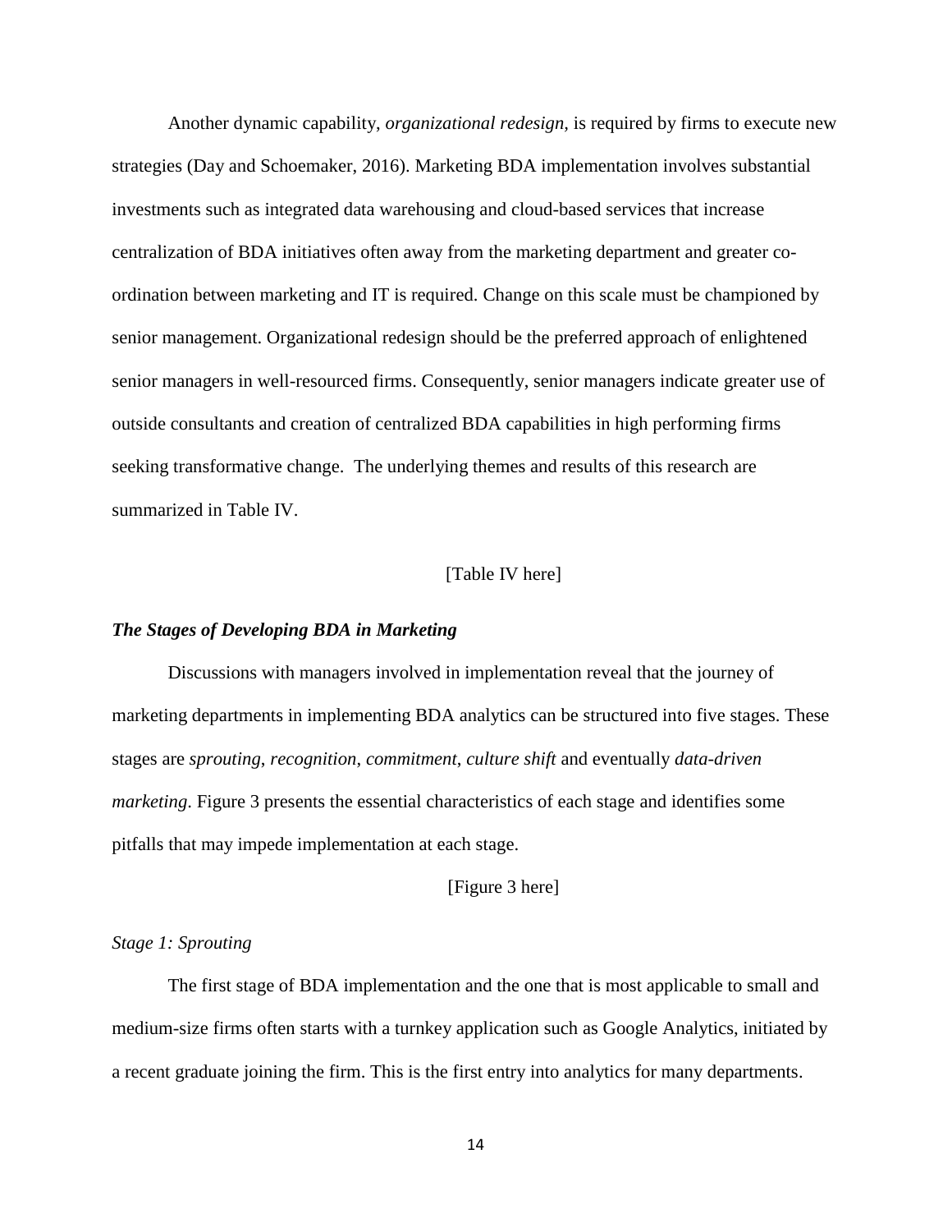Another dynamic capability, *organizational redesign*, is required by firms to execute new strategies (Day and Schoemaker, 2016). Marketing BDA implementation involves substantial investments such as integrated data warehousing and cloud-based services that increase centralization of BDA initiatives often away from the marketing department and greater co-ordination between marketing and IT is required. Change on this scale must be championed by senior management. Organizational redesign should be the preferred approach of enlightened senior managers in well-resourced firms. Consequently, senior managers indicate greater use of outside consultants and creation of centralized BDA capabilities in high performing firms seeking transformative change. The underlying themes and results of this research are summarized in Table IV.

[Table IV here]

### ***The Stages of Developing BDA in Marketing***

Discussions with managers involved in implementation reveal that the journey of marketing departments in implementing BDA analytics can be structured into five stages. These stages are *sprouting*, *recognition*, *commitment*, *culture shift* and eventually *data-driven marketing*. Figure 3 presents the essential characteristics of each stage and identifies some pitfalls that may impede implementation at each stage.

[Figure 3 here]

#### *Stage 1: Sprouting*

The first stage of BDA implementation and the one that is most applicable to small and medium-size firms often starts with a turnkey application such as Google Analytics, initiated by a recent graduate joining the firm. This is the first entry into analytics for many departments.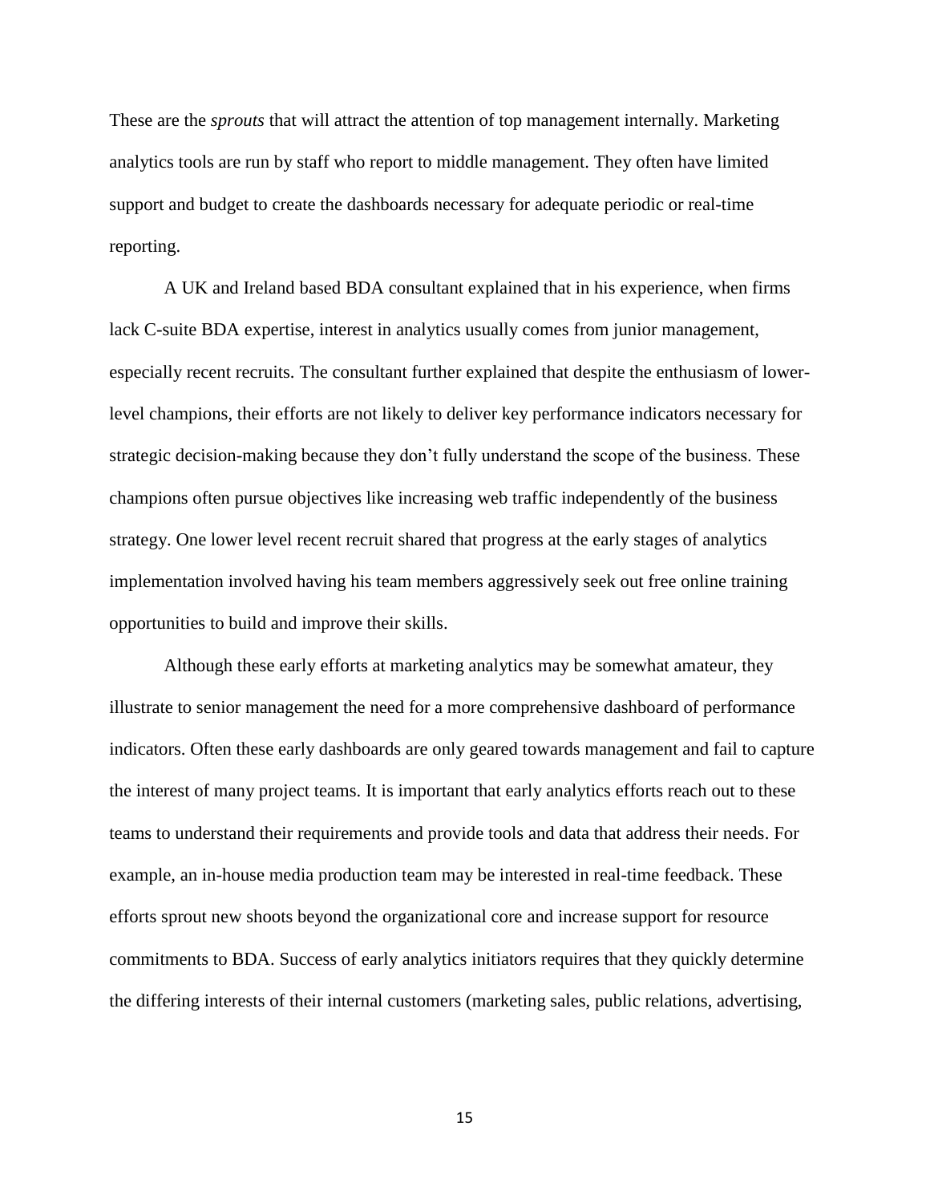These are the *sprouts* that will attract the attention of top management internally. Marketing analytics tools are run by staff who report to middle management. They often have limited support and budget to create the dashboards necessary for adequate periodic or real-time reporting.

A UK and Ireland based BDA consultant explained that in his experience, when firms lack C-suite BDA expertise, interest in analytics usually comes from junior management, especially recent recruits. The consultant further explained that despite the enthusiasm of lower-level champions, their efforts are not likely to deliver key performance indicators necessary for strategic decision-making because they don't fully understand the scope of the business. These champions often pursue objectives like increasing web traffic independently of the business strategy. One lower level recent recruit shared that progress at the early stages of analytics implementation involved having his team members aggressively seek out free online training opportunities to build and improve their skills.

Although these early efforts at marketing analytics may be somewhat amateur, they illustrate to senior management the need for a more comprehensive dashboard of performance indicators. Often these early dashboards are only geared towards management and fail to capture the interest of many project teams. It is important that early analytics efforts reach out to these teams to understand their requirements and provide tools and data that address their needs. For example, an in-house media production team may be interested in real-time feedback. These efforts sprout new shoots beyond the organizational core and increase support for resource commitments to BDA. Success of early analytics initiators requires that they quickly determine the differing interests of their internal customers (marketing sales, public relations, advertising,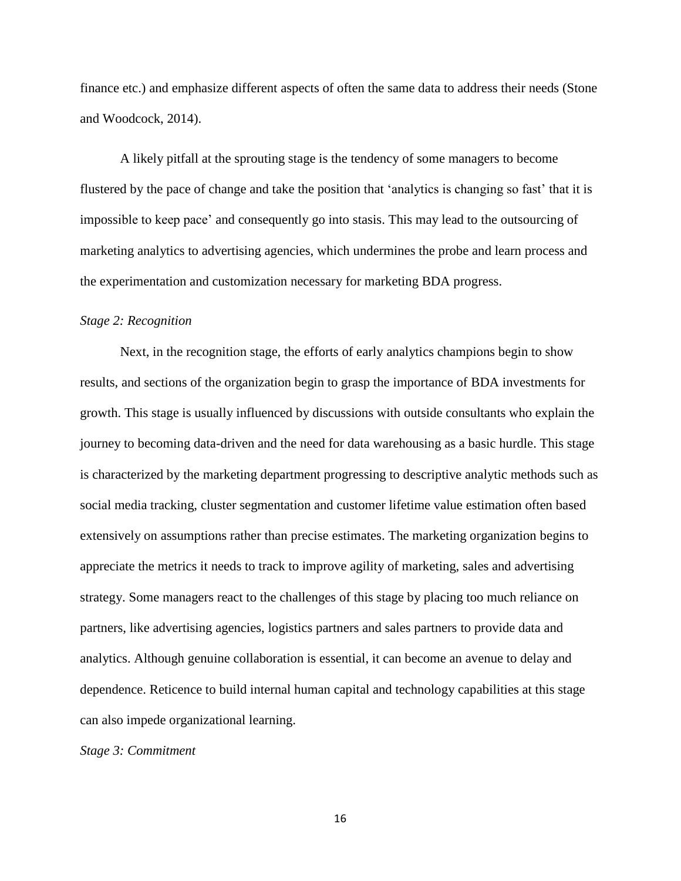finance etc.) and emphasize different aspects of often the same data to address their needs (Stone and Woodcock, 2014).

A likely pitfall at the sprouting stage is the tendency of some managers to become flustered by the pace of change and take the position that 'analytics is changing so fast' that it is impossible to keep pace' and consequently go into stasis. This may lead to the outsourcing of marketing analytics to advertising agencies, which undermines the probe and learn process and the experimentation and customization necessary for marketing BDA progress.

*Stage 2: Recognition*

Next, in the recognition stage, the efforts of early analytics champions begin to show results, and sections of the organization begin to grasp the importance of BDA investments for growth. This stage is usually influenced by discussions with outside consultants who explain the journey to becoming data-driven and the need for data warehousing as a basic hurdle. This stage is characterized by the marketing department progressing to descriptive analytic methods such as social media tracking, cluster segmentation and customer lifetime value estimation often based extensively on assumptions rather than precise estimates. The marketing organization begins to appreciate the metrics it needs to track to improve agility of marketing, sales and advertising strategy. Some managers react to the challenges of this stage by placing too much reliance on partners, like advertising agencies, logistics partners and sales partners to provide data and analytics. Although genuine collaboration is essential, it can become an avenue to delay and dependence. Reticence to build internal human capital and technology capabilities at this stage can also impede organizational learning.

*Stage 3: Commitment*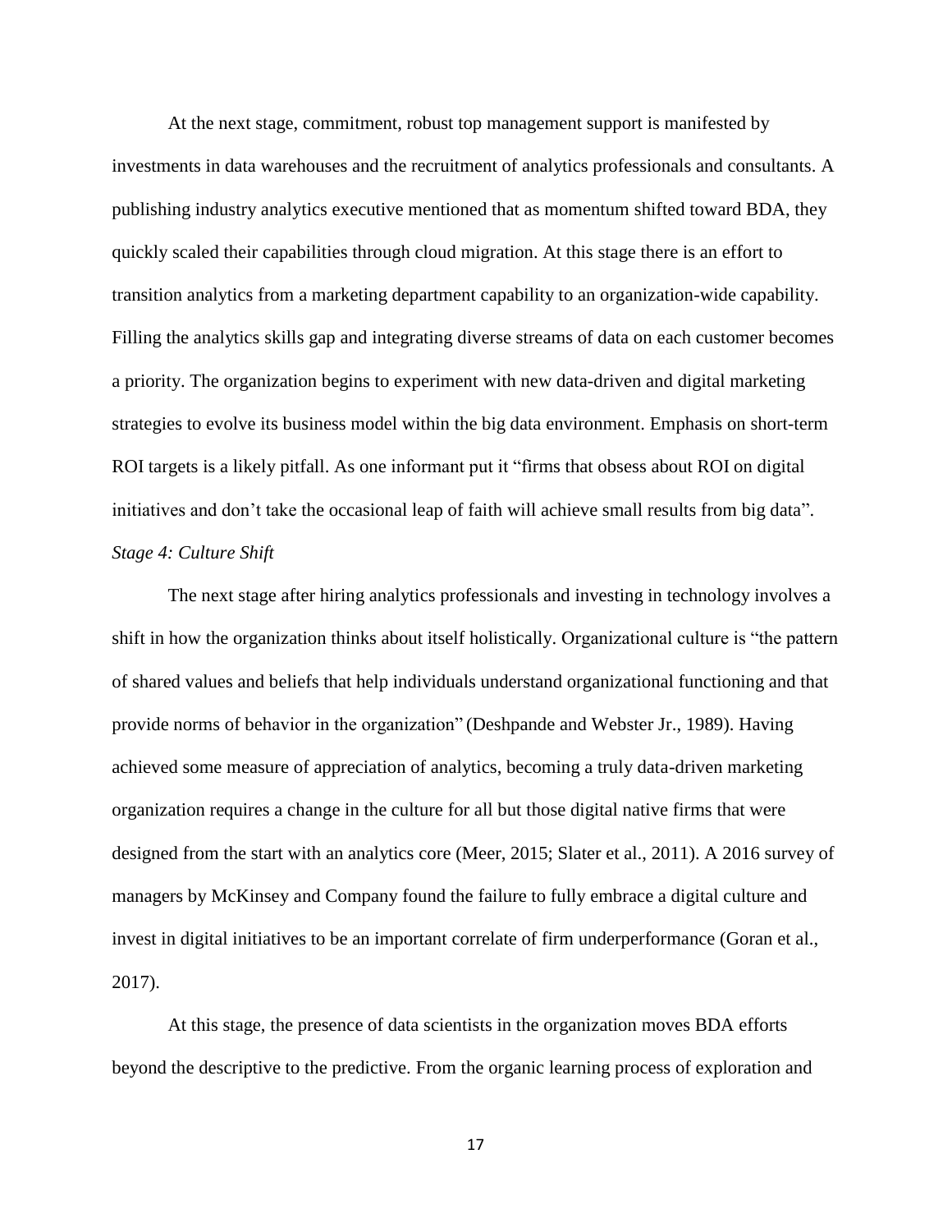At the next stage, commitment, robust top management support is manifested by investments in data warehouses and the recruitment of analytics professionals and consultants. A publishing industry analytics executive mentioned that as momentum shifted toward BDA, they quickly scaled their capabilities through cloud migration. At this stage there is an effort to transition analytics from a marketing department capability to an organization-wide capability. Filling the analytics skills gap and integrating diverse streams of data on each customer becomes a priority. The organization begins to experiment with new data-driven and digital marketing strategies to evolve its business model within the big data environment. Emphasis on short-term ROI targets is a likely pitfall. As one informant put it "firms that obsess about ROI on digital initiatives and don't take the occasional leap of faith will achieve small results from big data".

*Stage 4: Culture Shift*

The next stage after hiring analytics professionals and investing in technology involves a shift in how the organization thinks about itself holistically. Organizational culture is "the pattern of shared values and beliefs that help individuals understand organizational functioning and that provide norms of behavior in the organization" (Deshpande and Webster Jr., 1989). Having achieved some measure of appreciation of analytics, becoming a truly data-driven marketing organization requires a change in the culture for all but those digital native firms that were designed from the start with an analytics core (Meer, 2015; Slater et al., 2011). A 2016 survey of managers by McKinsey and Company found the failure to fully embrace a digital culture and invest in digital initiatives to be an important correlate of firm underperformance (Goran et al., 2017).

At this stage, the presence of data scientists in the organization moves BDA efforts beyond the descriptive to the predictive. From the organic learning process of exploration and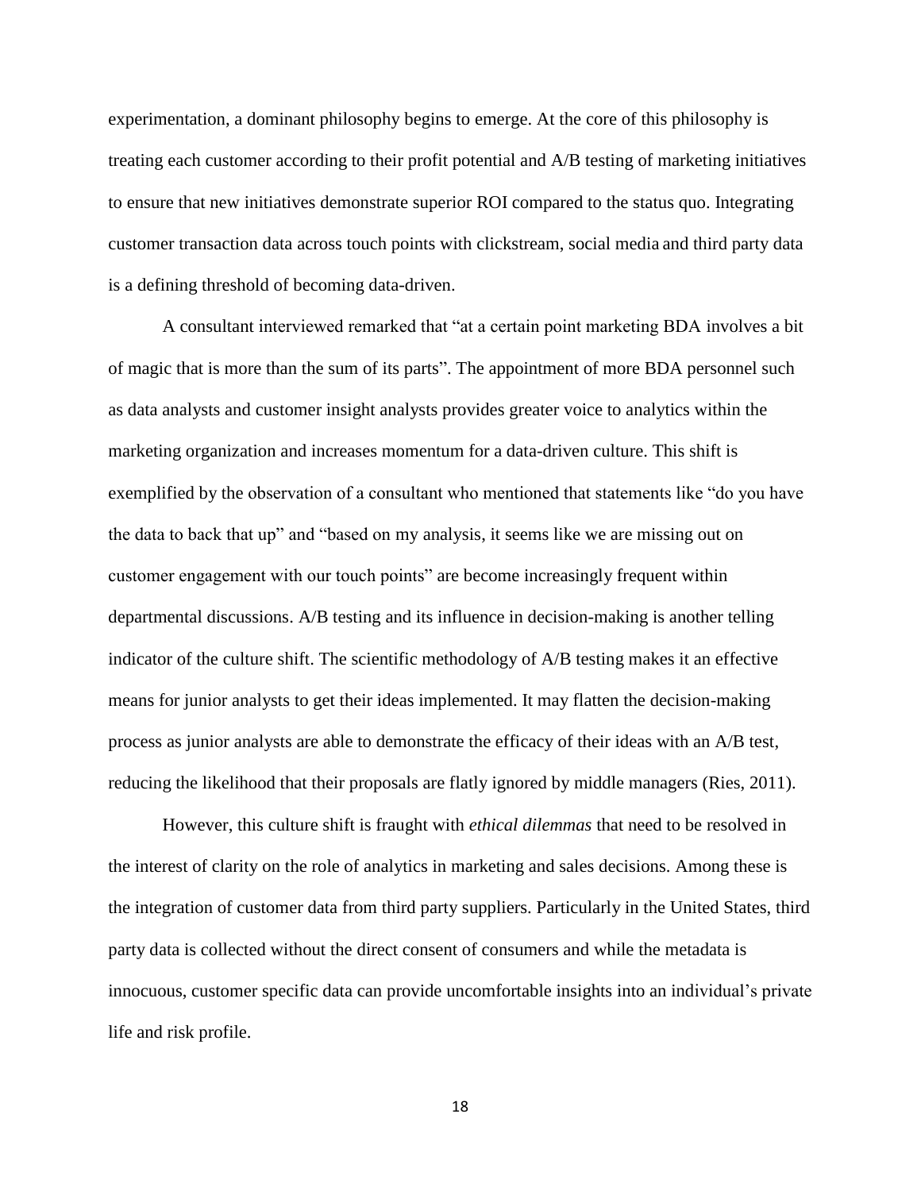experimentation, a dominant philosophy begins to emerge. At the core of this philosophy is treating each customer according to their profit potential and A/B testing of marketing initiatives to ensure that new initiatives demonstrate superior ROI compared to the status quo. Integrating customer transaction data across touch points with clickstream, social media and third party data is a defining threshold of becoming data-driven.

A consultant interviewed remarked that "at a certain point marketing BDA involves a bit of magic that is more than the sum of its parts". The appointment of more BDA personnel such as data analysts and customer insight analysts provides greater voice to analytics within the marketing organization and increases momentum for a data-driven culture. This shift is exemplified by the observation of a consultant who mentioned that statements like "do you have the data to back that up" and "based on my analysis, it seems like we are missing out on customer engagement with our touch points" are become increasingly frequent within departmental discussions. A/B testing and its influence in decision-making is another telling indicator of the culture shift. The scientific methodology of A/B testing makes it an effective means for junior analysts to get their ideas implemented. It may flatten the decision-making process as junior analysts are able to demonstrate the efficacy of their ideas with an A/B test, reducing the likelihood that their proposals are flatly ignored by middle managers (Ries, 2011).

However, this culture shift is fraught with *ethical dilemmas* that need to be resolved in the interest of clarity on the role of analytics in marketing and sales decisions. Among these is the integration of customer data from third party suppliers. Particularly in the United States, third party data is collected without the direct consent of consumers and while the metadata is innocuous, customer specific data can provide uncomfortable insights into an individual's private life and risk profile.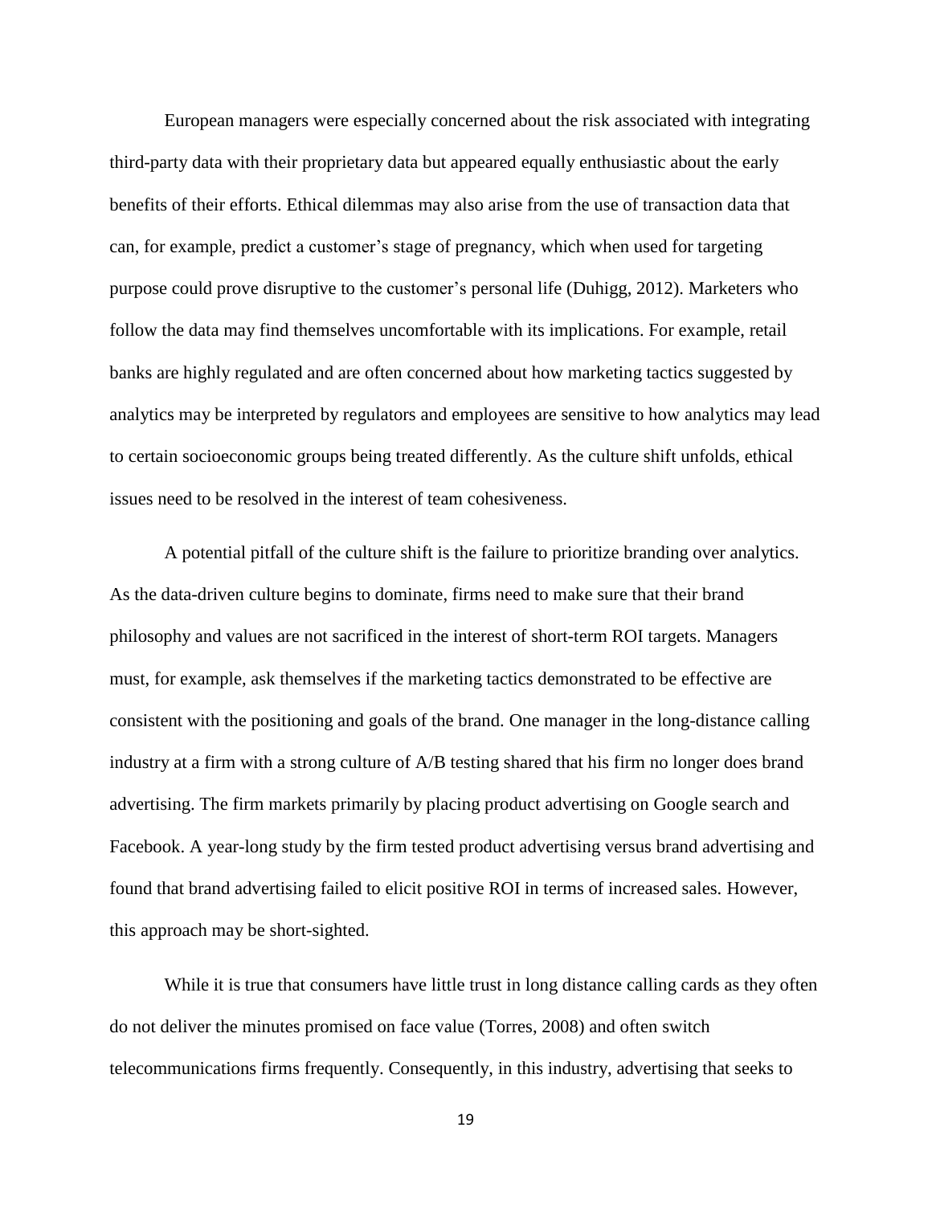European managers were especially concerned about the risk associated with integrating third-party data with their proprietary data but appeared equally enthusiastic about the early benefits of their efforts. Ethical dilemmas may also arise from the use of transaction data that can, for example, predict a customer's stage of pregnancy, which when used for targeting purpose could prove disruptive to the customer's personal life (Duhigg, 2012). Marketers who follow the data may find themselves uncomfortable with its implications. For example, retail banks are highly regulated and are often concerned about how marketing tactics suggested by analytics may be interpreted by regulators and employees are sensitive to how analytics may lead to certain socioeconomic groups being treated differently. As the culture shift unfolds, ethical issues need to be resolved in the interest of team cohesiveness.

A potential pitfall of the culture shift is the failure to prioritize branding over analytics. As the data-driven culture begins to dominate, firms need to make sure that their brand philosophy and values are not sacrificed in the interest of short-term ROI targets. Managers must, for example, ask themselves if the marketing tactics demonstrated to be effective are consistent with the positioning and goals of the brand. One manager in the long-distance calling industry at a firm with a strong culture of A/B testing shared that his firm no longer does brand advertising. The firm markets primarily by placing product advertising on Google search and Facebook. A year-long study by the firm tested product advertising versus brand advertising and found that brand advertising failed to elicit positive ROI in terms of increased sales. However, this approach may be short-sighted.

While it is true that consumers have little trust in long distance calling cards as they often do not deliver the minutes promised on face value (Torres, 2008) and often switch telecommunications firms frequently. Consequently, in this industry, advertising that seeks to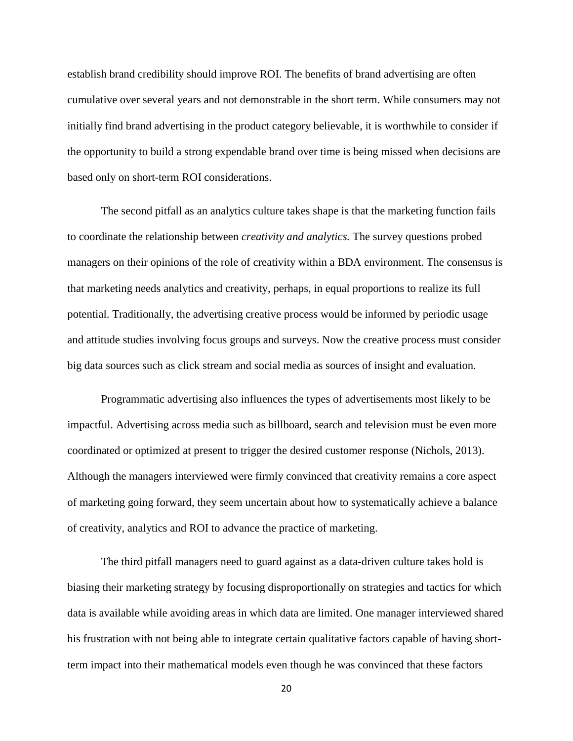establish brand credibility should improve ROI. The benefits of brand advertising are often cumulative over several years and not demonstrable in the short term. While consumers may not initially find brand advertising in the product category believable, it is worthwhile to consider if the opportunity to build a strong expendable brand over time is being missed when decisions are based only on short-term ROI considerations.

The second pitfall as an analytics culture takes shape is that the marketing function fails to coordinate the relationship between *creativity and analytics.* The survey questions probed managers on their opinions of the role of creativity within a BDA environment. The consensus is that marketing needs analytics and creativity, perhaps, in equal proportions to realize its full potential. Traditionally, the advertising creative process would be informed by periodic usage and attitude studies involving focus groups and surveys. Now the creative process must consider big data sources such as click stream and social media as sources of insight and evaluation.

Programmatic advertising also influences the types of advertisements most likely to be impactful. Advertising across media such as billboard, search and television must be even more coordinated or optimized at present to trigger the desired customer response (Nichols, 2013). Although the managers interviewed were firmly convinced that creativity remains a core aspect of marketing going forward, they seem uncertain about how to systematically achieve a balance of creativity, analytics and ROI to advance the practice of marketing.

The third pitfall managers need to guard against as a data-driven culture takes hold is biasing their marketing strategy by focusing disproportionally on strategies and tactics for which data is available while avoiding areas in which data are limited. One manager interviewed shared his frustration with not being able to integrate certain qualitative factors capable of having short-term impact into their mathematical models even though he was convinced that these factors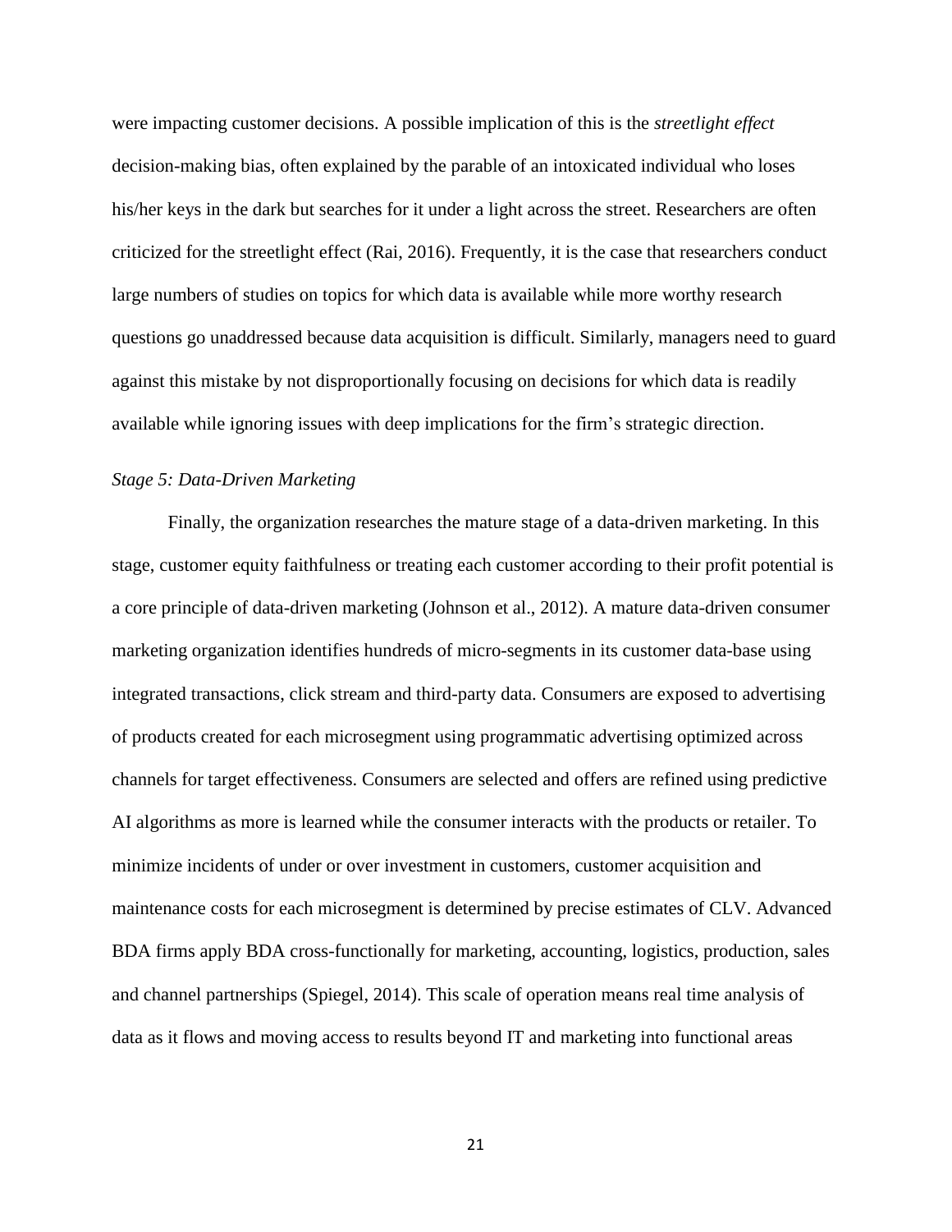were impacting customer decisions. A possible implication of this is the *streetlight effect* decision-making bias, often explained by the parable of an intoxicated individual who loses his/her keys in the dark but searches for it under a light across the street. Researchers are often criticized for the streetlight effect (Rai, 2016). Frequently, it is the case that researchers conduct large numbers of studies on topics for which data is available while more worthy research questions go unaddressed because data acquisition is difficult. Similarly, managers need to guard against this mistake by not disproportionally focusing on decisions for which data is readily available while ignoring issues with deep implications for the firm's strategic direction.

### *Stage 5: Data-Driven Marketing*

Finally, the organization researches the mature stage of a data-driven marketing. In this stage, customer equity faithfulness or treating each customer according to their profit potential is a core principle of data-driven marketing (Johnson et al., 2012). A mature data-driven consumer marketing organization identifies hundreds of micro-segments in its customer data-base using integrated transactions, click stream and third-party data. Consumers are exposed to advertising of products created for each microsegment using programmatic advertising optimized across channels for target effectiveness. Consumers are selected and offers are refined using predictive AI algorithms as more is learned while the consumer interacts with the products or retailer. To minimize incidents of under or over investment in customers, customer acquisition and maintenance costs for each microsegment is determined by precise estimates of CLV. Advanced BDA firms apply BDA cross-functionally for marketing, accounting, logistics, production, sales and channel partnerships (Spiegel, 2014). This scale of operation means real time analysis of data as it flows and moving access to results beyond IT and marketing into functional areas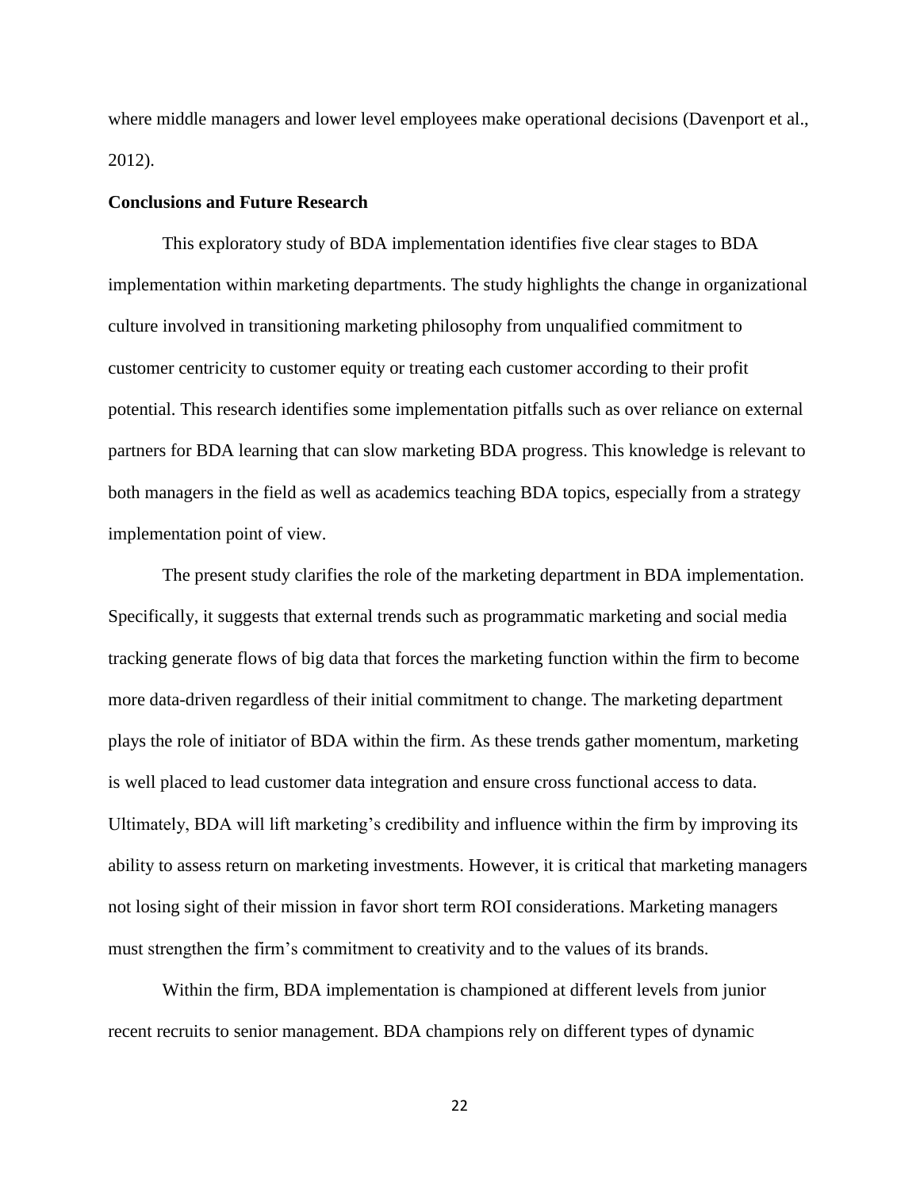where middle managers and lower level employees make operational decisions (Davenport et al., 2012).

**Conclusions and Future Research**

This exploratory study of BDA implementation identifies five clear stages to BDA implementation within marketing departments. The study highlights the change in organizational culture involved in transitioning marketing philosophy from unqualified commitment to customer centricity to customer equity or treating each customer according to their profit potential. This research identifies some implementation pitfalls such as over reliance on external partners for BDA learning that can slow marketing BDA progress. This knowledge is relevant to both managers in the field as well as academics teaching BDA topics, especially from a strategy implementation point of view.

The present study clarifies the role of the marketing department in BDA implementation. Specifically, it suggests that external trends such as programmatic marketing and social media tracking generate flows of big data that forces the marketing function within the firm to become more data-driven regardless of their initial commitment to change. The marketing department plays the role of initiator of BDA within the firm. As these trends gather momentum, marketing is well placed to lead customer data integration and ensure cross functional access to data. Ultimately, BDA will lift marketing's credibility and influence within the firm by improving its ability to assess return on marketing investments. However, it is critical that marketing managers not losing sight of their mission in favor short term ROI considerations. Marketing managers must strengthen the firm's commitment to creativity and to the values of its brands.

Within the firm, BDA implementation is championed at different levels from junior recent recruits to senior management. BDA champions rely on different types of dynamic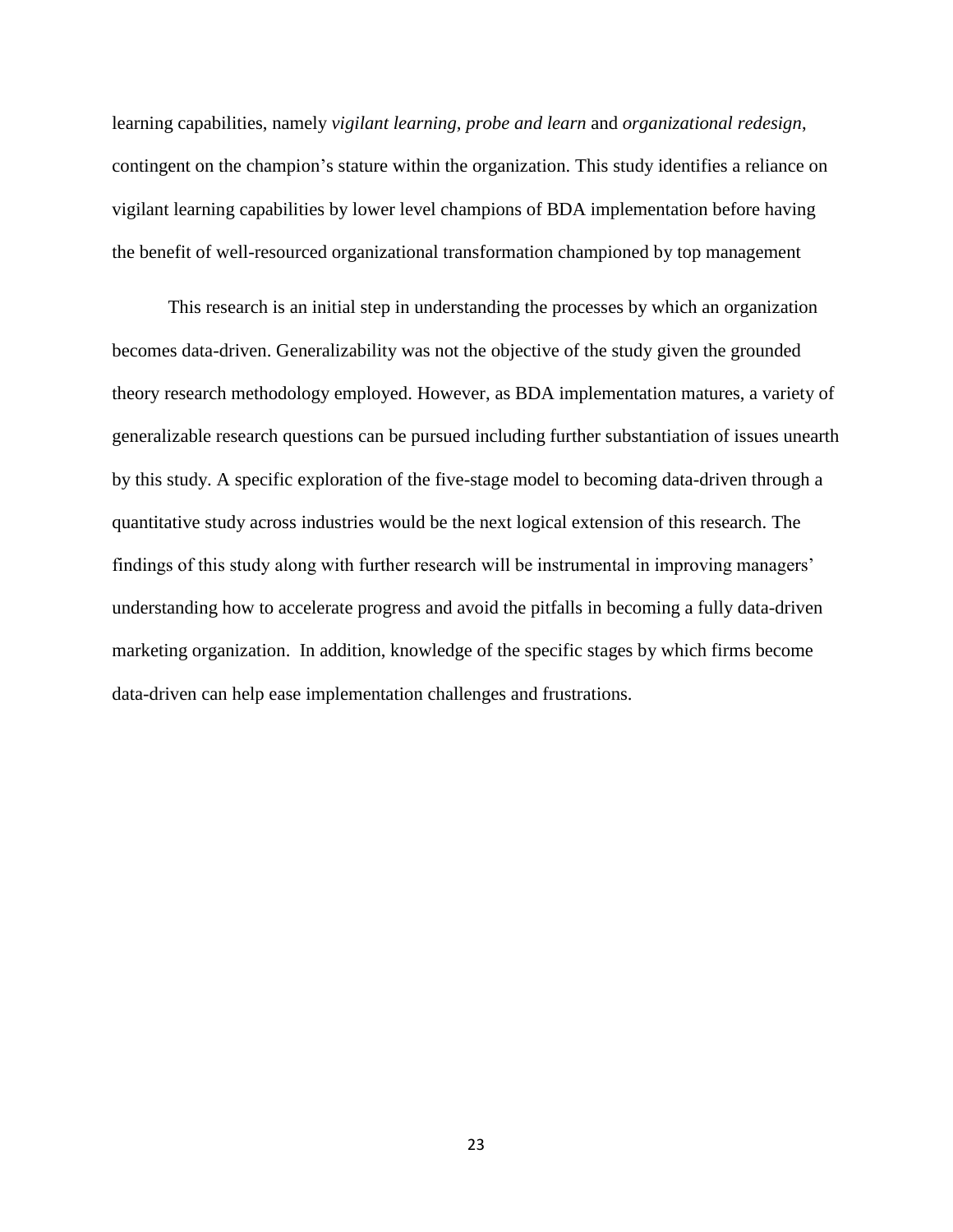learning capabilities, namely *vigilant learning*, *probe and learn* and *organizational redesign*, contingent on the champion's stature within the organization. This study identifies a reliance on vigilant learning capabilities by lower level champions of BDA implementation before having the benefit of well-resourced organizational transformation championed by top management

This research is an initial step in understanding the processes by which an organization becomes data-driven. Generalizability was not the objective of the study given the grounded theory research methodology employed. However, as BDA implementation matures, a variety of generalizable research questions can be pursued including further substantiation of issues unearth by this study. A specific exploration of the five-stage model to becoming data-driven through a quantitative study across industries would be the next logical extension of this research. The findings of this study along with further research will be instrumental in improving managers' understanding how to accelerate progress and avoid the pitfalls in becoming a fully data-driven marketing organization. In addition, knowledge of the specific stages by which firms become data-driven can help ease implementation challenges and frustrations.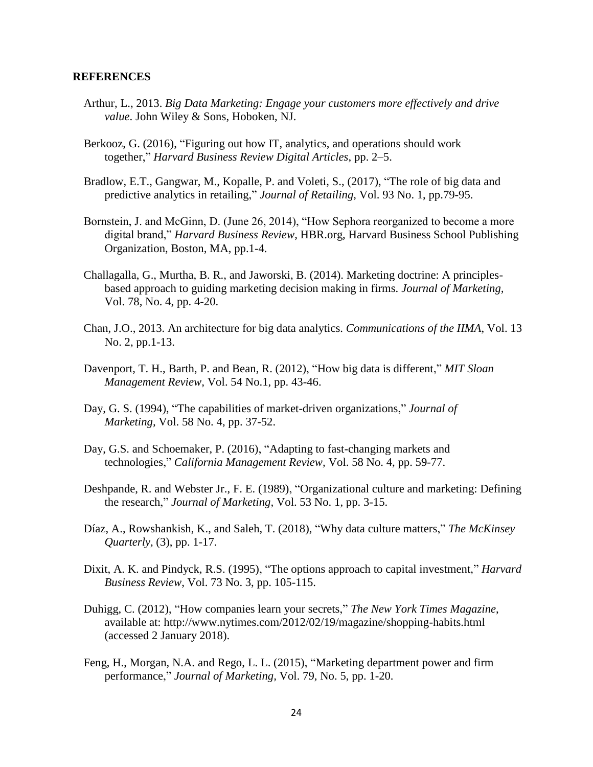**REFERENCES**

Arthur, L., 2013. *Big Data Marketing: Engage your customers more effectively and drive value*. John Wiley & Sons, Hoboken, NJ.

Berkooz, G. (2016), "Figuring out how IT, analytics, and operations should work together," *Harvard Business Review Digital Articles*, pp. 2–5.

Bradlow, E.T., Gangwar, M., Kopalle, P. and Voleti, S., (2017), "The role of big data and predictive analytics in retailing," *Journal of Retailing*, Vol. 93 No. 1, pp.79-95.

Bornstein, J. and McGinn, D. (June 26, 2014), "How Sephora reorganized to become a more digital brand," *Harvard Business Review*, HBR.org, Harvard Business School Publishing Organization, Boston, MA, pp.1-4.

Challagalla, G., Murtha, B. R., and Jaworski, B. (2014). Marketing doctrine: A principles-based approach to guiding marketing decision making in firms. *Journal of Marketing,* Vol. 78, No. 4, pp. 4-20.

Chan, J.O., 2013. An architecture for big data analytics. *Communications of the IIMA*, Vol. 13 No. 2, pp.1-13.

Davenport, T. H., Barth, P. and Bean, R. (2012), "How big data is different," *MIT Sloan Management Review,* Vol. 54 No.1, pp. 43-46.

Day, G. S. (1994), "The capabilities of market-driven organizations," *Journal of Marketing,* Vol. 58 No. 4, pp. 37-52.

Day, G.S. and Schoemaker, P. (2016), "Adapting to fast-changing markets and technologies," *California Management Review,* Vol. 58 No. 4, pp. 59-77.

Deshpande, R. and Webster Jr., F. E. (1989), "Organizational culture and marketing: Defining the research," *Journal of Marketing,* Vol. 53 No. 1, pp. 3-15.

Díaz, A., Rowshankish, K., and Saleh, T. (2018), "Why data culture matters," *The McKinsey Quarterly,* (3), pp. 1-17.

Dixit, A. K. and Pindyck, R.S. (1995), "The options approach to capital investment," *Harvard Business Review*, Vol. 73 No. 3, pp. 105-115.

Duhigg, C. (2012), "How companies learn your secrets," *The New York Times Magazine*, available at: http://www.nytimes.com/2012/02/19/magazine/shopping-habits.html (accessed 2 January 2018).

Feng, H., Morgan, N.A. and Rego, L. L. (2015), "Marketing department power and firm performance," *Journal of Marketing*, Vol. 79, No. 5, pp. 1-20.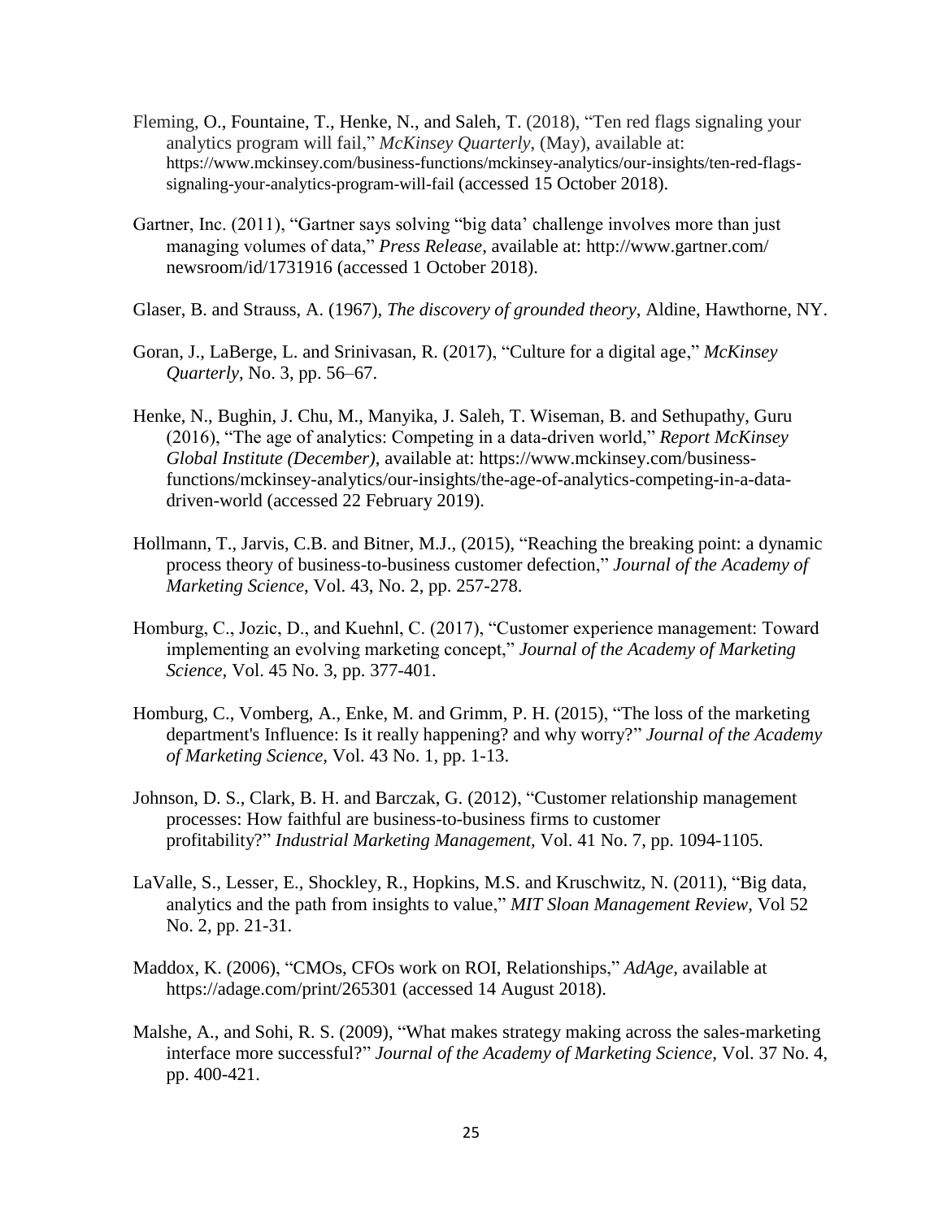Fleming, O., Fountaine, T., Henke, N., and Saleh, T. (2018), "Ten red flags signaling your analytics program will fail," *McKinsey Quarterly*, (May), available at: https://www.mckinsey.com/business-functions/mckinsey-analytics/our-insights/ten-red-flags-signaling-your-analytics-program-will-fail (accessed 15 October 2018).

Gartner, Inc. (2011), "Gartner says solving "big data' challenge involves more than just managing volumes of data," *Press Release*, available at: http://www.gartner.com/newsroom/id/1731916 (accessed 1 October 2018).

Glaser, B. and Strauss, A. (1967), *The discovery of grounded theory*, Aldine, Hawthorne, NY.

Goran, J., LaBerge, L. and Srinivasan, R. (2017), "Culture for a digital age," *McKinsey Quarterly*, No. 3, pp. 56–67.

Henke, N., Bughin, J. Chu, M., Manyika, J. Saleh, T. Wiseman, B. and Sethupathy, Guru (2016), "The age of analytics: Competing in a data-driven world," *Report McKinsey Global Institute (December)*, available at: https://www.mckinsey.com/business-functions/mckinsey-analytics/our-insights/the-age-of-analytics-competing-in-a-data-driven-world (accessed 22 February 2019).

Hollmann, T., Jarvis, C.B. and Bitner, M.J., (2015), "Reaching the breaking point: a dynamic process theory of business-to-business customer defection," *Journal of the Academy of Marketing Science*, Vol. 43, No. 2, pp. 257-278.

Homburg, C., Jozic, D., and Kuehnl, C. (2017), "Customer experience management: Toward implementing an evolving marketing concept," *Journal of the Academy of Marketing Science,* Vol. 45 No. 3, pp. 377-401.

Homburg, C., Vomberg, A., Enke, M. and Grimm, P. H. (2015), "The loss of the marketing department's Influence: Is it really happening? and why worry?" *Journal of the Academy of Marketing Science,* Vol. 43 No. 1, pp. 1-13.

Johnson, D. S., Clark, B. H. and Barczak, G. (2012), "Customer relationship management processes: How faithful are business-to-business firms to customer profitability?" *Industrial Marketing Management,* Vol. 41 No. 7, pp. 1094-1105.

LaValle, S., Lesser, E., Shockley, R., Hopkins, M.S. and Kruschwitz, N. (2011), "Big data, analytics and the path from insights to value," *MIT Sloan Management Review,* Vol 52 No. 2, pp. 21-31.

Maddox, K. (2006), "CMOs, CFOs work on ROI, Relationships," *AdAge,* available at https://adage.com/print/265301 (accessed 14 August 2018).

Malshe, A., and Sohi, R. S. (2009), "What makes strategy making across the sales-marketing interface more successful?" *Journal of the Academy of Marketing Science,* Vol. 37 No. 4, pp. 400-421.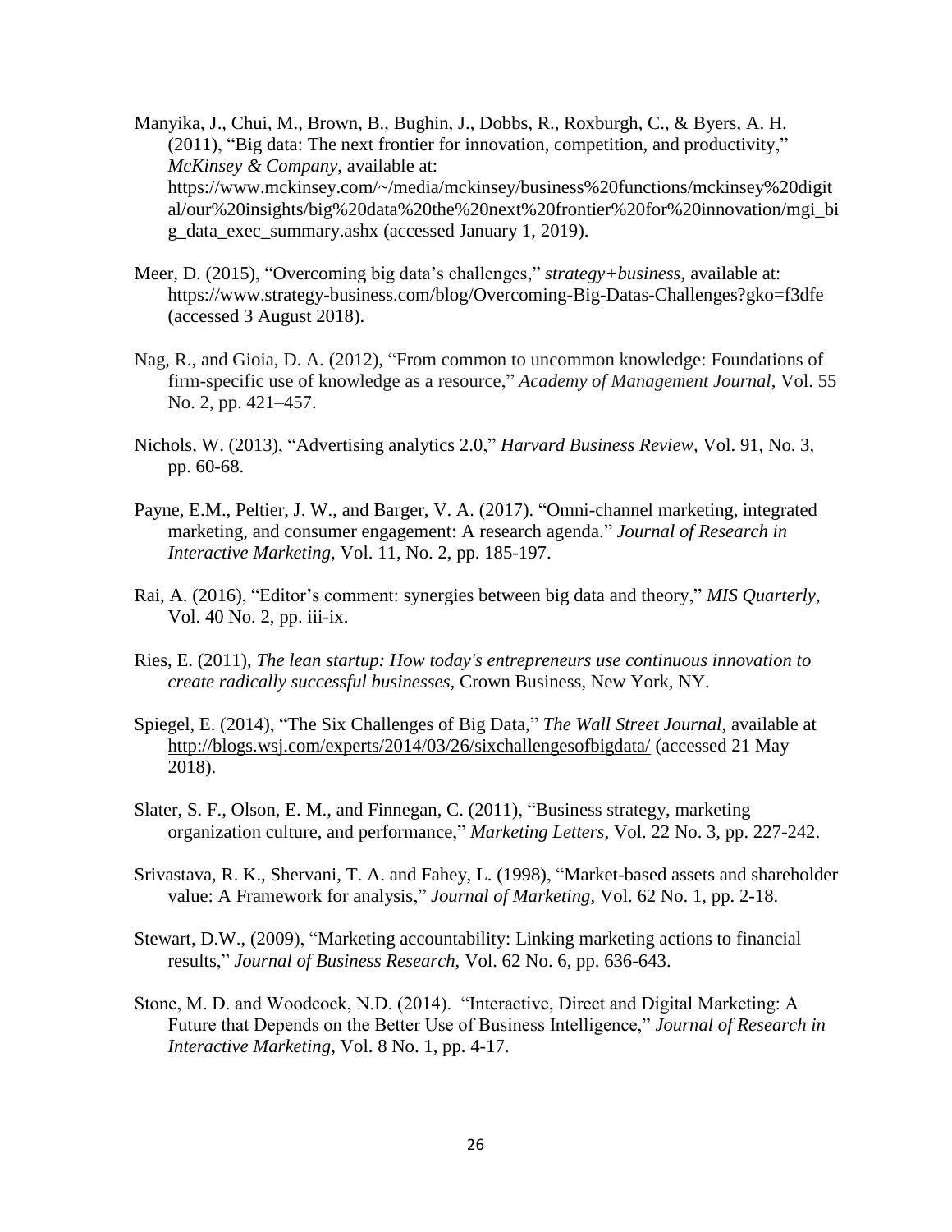Manyika, J., Chui, M., Brown, B., Bughin, J., Dobbs, R., Roxburgh, C., & Byers, A. H. (2011), "Big data: The next frontier for innovation, competition, and productivity," *McKinsey & Company*, available at: https://www.mckinsey.com/~/media/mckinsey/business%20functions/mckinsey%20digital/our%20insights/big%20data%20the%20next%20frontier%20for%20innovation/mgi_big_data_exec_summary.ashx (accessed January 1, 2019).

Meer, D. (2015), "Overcoming big data's challenges," *strategy+business*, available at: https://www.strategy-business.com/blog/Overcoming-Big-Datas-Challenges?gko=f3dfe (accessed 3 August 2018).

Nag, R., and Gioia, D. A. (2012), "From common to uncommon knowledge: Foundations of firm-specific use of knowledge as a resource," *Academy of Management Journal*, Vol. 55 No. 2, pp. 421–457.

Nichols, W. (2013), "Advertising analytics 2.0," *Harvard Business Review,* Vol. 91, No. 3, pp. 60-68.

Payne, E.M., Peltier, J. W., and Barger, V. A. (2017). "Omni-channel marketing, integrated marketing, and consumer engagement: A research agenda." *Journal of Research in Interactive Marketing,* Vol. 11, No. 2, pp. 185-197.

Rai, A. (2016), "Editor's comment: synergies between big data and theory," *MIS Quarterly,* Vol. 40 No. 2, pp. iii-ix.

Ries, E. (2011), *The lean startup: How today's entrepreneurs use continuous innovation to create radically successful businesses*, Crown Business, New York, NY.

Spiegel, E. (2014), "The Six Challenges of Big Data," *The Wall Street Journal*, available at http://blogs.wsj.com/experts/2014/03/26/sixchallengesofbigdata/ (accessed 21 May 2018).

Slater, S. F., Olson, E. M., and Finnegan, C. (2011), "Business strategy, marketing organization culture, and performance," *Marketing Letters,* Vol. 22 No. 3, pp. 227-242.

Srivastava, R. K., Shervani, T. A. and Fahey, L. (1998), "Market-based assets and shareholder value: A Framework for analysis," *Journal of Marketing,* Vol. 62 No. 1, pp. 2-18.

Stewart, D.W., (2009), "Marketing accountability: Linking marketing actions to financial results," *Journal of Business Research*, Vol. 62 No. 6, pp. 636-643.

Stone, M. D. and Woodcock, N.D. (2014). "Interactive, Direct and Digital Marketing: A Future that Depends on the Better Use of Business Intelligence," *Journal of Research in Interactive Marketing,* Vol. 8 No. 1, pp. 4-17.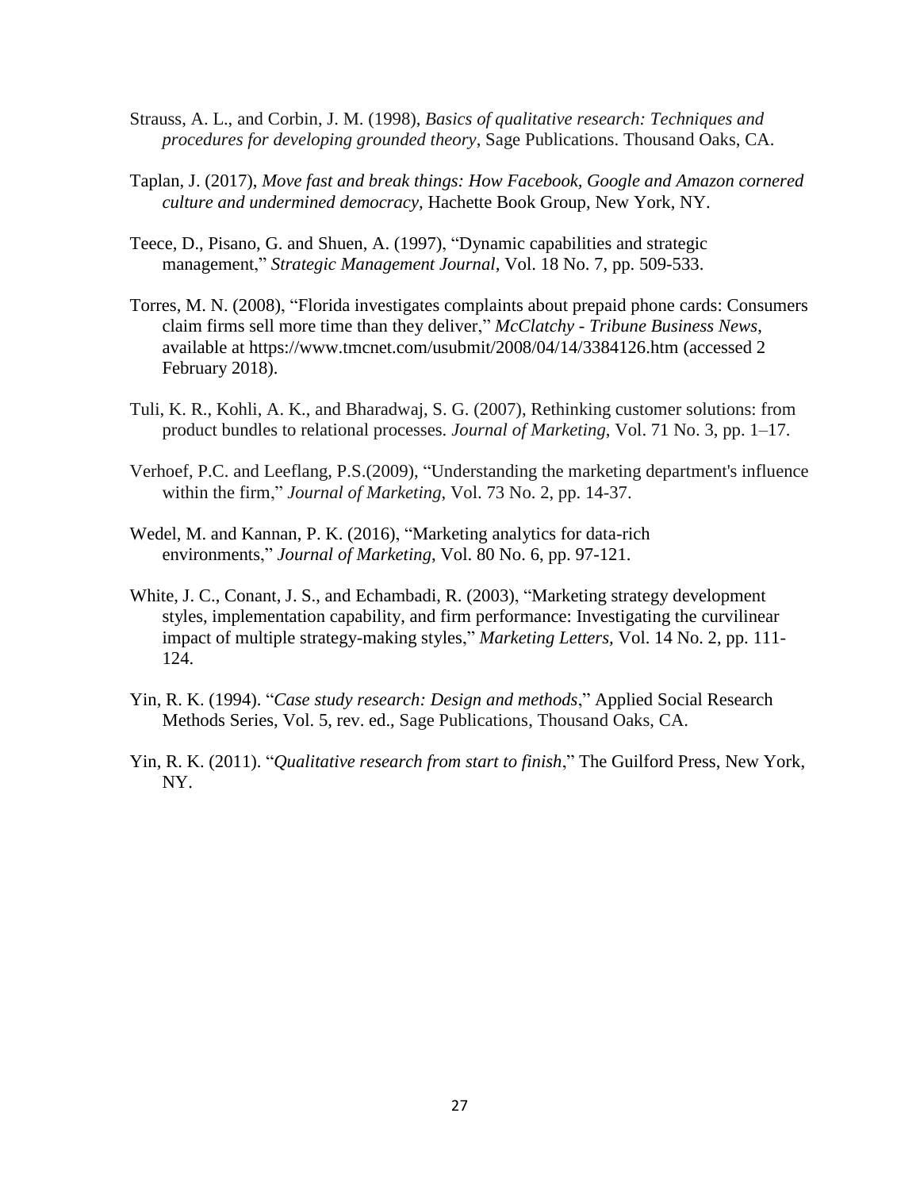Strauss, A. L., and Corbin, J. M. (1998), *Basics of qualitative research: Techniques and procedures for developing grounded theory*, Sage Publications. Thousand Oaks, CA.

Taplan, J. (2017), *Move fast and break things: How Facebook, Google and Amazon cornered culture and undermined democracy*, Hachette Book Group, New York, NY.

Teece, D., Pisano, G. and Shuen, A. (1997), "Dynamic capabilities and strategic management," *Strategic Management Journal*, Vol. 18 No. 7, pp. 509-533.

Torres, M. N. (2008), "Florida investigates complaints about prepaid phone cards: Consumers claim firms sell more time than they deliver," *McClatchy - Tribune Business News*, available at https://www.tmcnet.com/usubmit/2008/04/14/3384126.htm (accessed 2 February 2018).

Tuli, K. R., Kohli, A. K., and Bharadwaj, S. G. (2007), Rethinking customer solutions: from product bundles to relational processes. *Journal of Marketing*, Vol. 71 No. 3, pp. 1–17.

Verhoef, P.C. and Leeflang, P.S.(2009), "Understanding the marketing department's influence within the firm," *Journal of Marketing*, Vol. 73 No. 2, pp. 14-37.

Wedel, M. and Kannan, P. K. (2016), "Marketing analytics for data-rich environments," *Journal of Marketing*, Vol. 80 No. 6, pp. 97-121.

White, J. C., Conant, J. S., and Echambadi, R. (2003), "Marketing strategy development styles, implementation capability, and firm performance: Investigating the curvilinear impact of multiple strategy-making styles," *Marketing Letters*, Vol. 14 No. 2, pp. 111-124.

Yin, R. K. (1994). "*Case study research: Design and methods*," Applied Social Research Methods Series, Vol. 5, rev. ed., Sage Publications, Thousand Oaks, CA.

Yin, R. K. (2011). "*Qualitative research from start to finish*," The Guilford Press, New York, NY.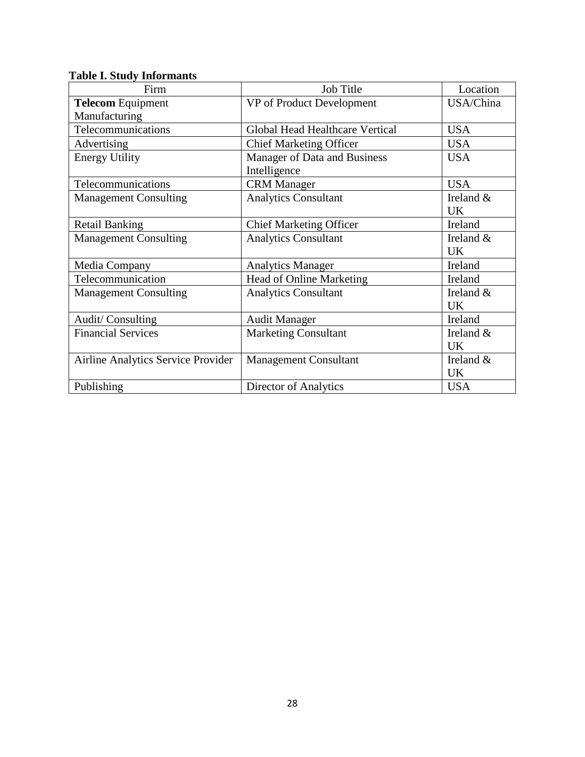**Table I. Study Informants**

| Firm | Job Title | Location |
| --- | --- | --- |
| **Telecom** Equipment Manufacturing | VP of Product Development | USA/China |
| Telecommunications | Global Head Healthcare Vertical | USA |
| Advertising | Chief Marketing Officer | USA |
| Energy Utility | Manager of Data and Business Intelligence | USA |
| Telecommunications | CRM Manager | USA |
| Management Consulting | Analytics Consultant | Ireland & UK |
| Retail Banking | Chief Marketing Officer | Ireland |
| Management Consulting | Analytics Consultant | Ireland & UK |
| Media Company | Analytics Manager | Ireland |
| Telecommunication | Head of Online Marketing | Ireland |
| Management Consulting | Analytics Consultant | Ireland & UK |
| Audit/ Consulting | Audit Manager | Ireland |
| Financial Services | Marketing Consultant | Ireland & UK |
| Airline Analytics Service Provider | Management Consultant | Ireland & UK |
| Publishing | Director of Analytics | USA |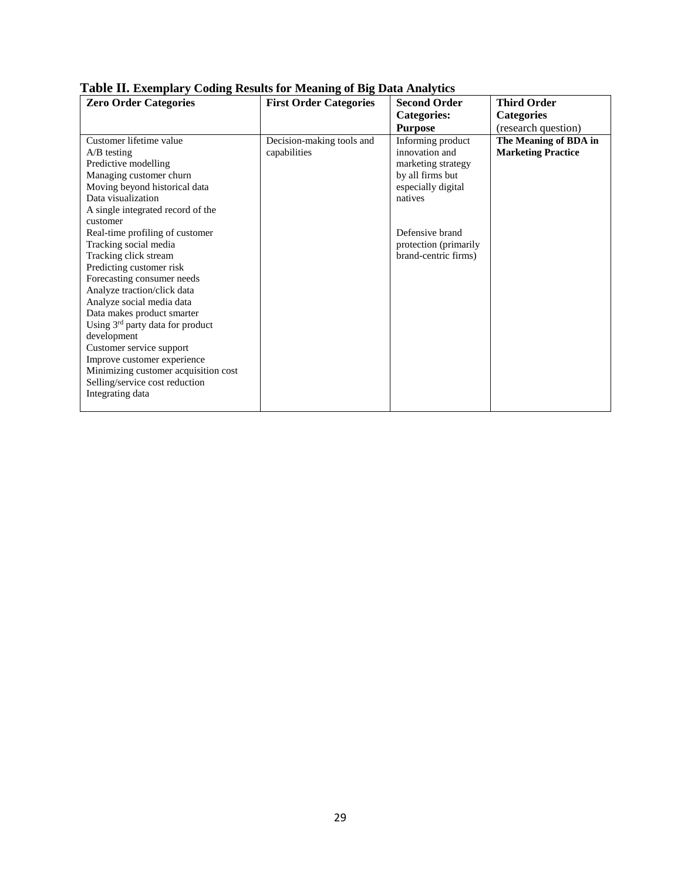**Table II. Exemplary Coding Results for Meaning of Big Data Analytics**

| Zero Order Categories | First Order Categories | Second Order Categories: Purpose | Third Order Categories (research question) |
|---|---|---|---|
| Customer lifetime value<br>A/B testing<br>Predictive modelling<br>Managing customer churn<br>Moving beyond historical data<br>Data visualization<br>A single integrated record of the customer<br>Real-time profiling of customer<br>Tracking social media<br>Tracking click stream<br>Predicting customer risk<br>Forecasting consumer needs<br>Analyze traction/click data<br>Analyze social media data<br>Data makes product smarter<br>Using 3rd party data for product development<br>Customer service support<br>Improve customer experience<br>Minimizing customer acquisition cost<br>Selling/service cost reduction<br>Integrating data | Decision-making tools and capabilities | Informing product innovation and marketing strategy by all firms but especially digital natives<br><br>Defensive brand protection (primarily brand-centric firms) | **The Meaning of BDA in Marketing Practice** |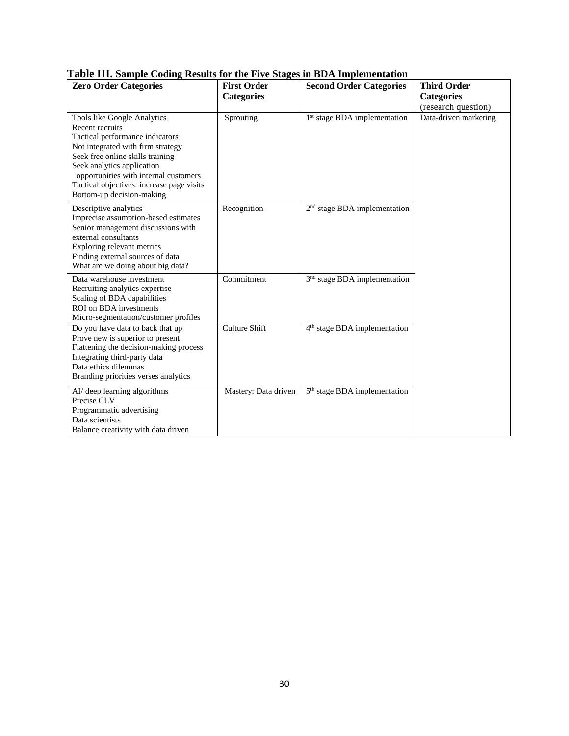**Table III. Sample Coding Results for the Five Stages in BDA Implementation**

| Zero Order Categories | First Order Categories | Second Order Categories | Third Order Categories (research question) |
|---|---|---|---|
| Tools like Google Analytics<br>Recent recruits<br>Tactical performance indicators<br>Not integrated with firm strategy<br>Seek free online skills training<br>Seek analytics application opportunities with internal customers<br>Tactical objectives: increase page visits<br>Bottom-up decision-making | Sprouting | 1st stage BDA implementation | Data-driven marketing |
| Descriptive analytics<br>Imprecise assumption-based estimates<br>Senior management discussions with external consultants<br>Exploring relevant metrics<br>Finding external sources of data<br>What are we doing about big data? | Recognition | 2nd stage BDA implementation | |
| Data warehouse investment<br>Recruiting analytics expertise<br>Scaling of BDA capabilities<br>ROI on BDA investments<br>Micro-segmentation/customer profiles | Commitment | 3nd stage BDA implementation | |
| Do you have data to back that up<br>Prove new is superior to present<br>Flattening the decision-making process<br>Integrating third-party data<br>Data ethics dilemmas<br>Branding priorities verses analytics | Culture Shift | 4th stage BDA implementation | |
| AI/ deep learning algorithms<br>Precise CLV<br>Programmatic advertising<br>Data scientists<br>Balance creativity with data driven | Mastery: Data driven | 5th stage BDA implementation | |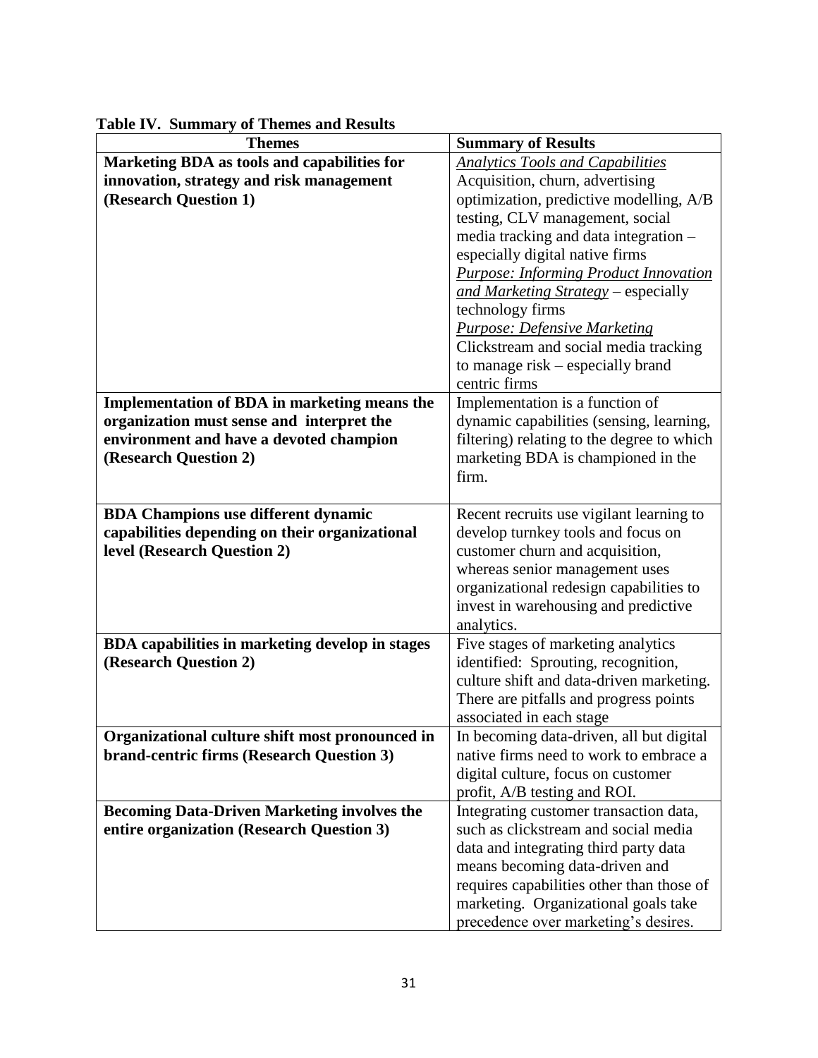**Table IV. Summary of Themes and Results**

| Themes | Summary of Results |
| --- | --- |
| **Marketing BDA as tools and capabilities for innovation, strategy and risk management (Research Question 1)** | *Analytics Tools and Capabilities* Acquisition, churn, advertising optimization, predictive modelling, A/B testing, CLV management, social media tracking and data integration – especially digital native firms *Purpose: Informing Product Innovation and Marketing Strategy* – especially technology firms *Purpose: Defensive Marketing* Clickstream and social media tracking to manage risk – especially brand centric firms |
| **Implementation of BDA in marketing means the organization must sense and interpret the environment and have a devoted champion (Research Question 2)** | Implementation is a function of dynamic capabilities (sensing, learning, filtering) relating to the degree to which marketing BDA is championed in the firm. |
| **BDA Champions use different dynamic capabilities depending on their organizational level (Research Question 2)** | Recent recruits use vigilant learning to develop turnkey tools and focus on customer churn and acquisition, whereas senior management uses organizational redesign capabilities to invest in warehousing and predictive analytics. |
| **BDA capabilities in marketing develop in stages (Research Question 2)** | Five stages of marketing analytics identified: Sprouting, recognition, culture shift and data-driven marketing. There are pitfalls and progress points associated in each stage |
| **Organizational culture shift most pronounced in brand-centric firms (Research Question 3)** | In becoming data-driven, all but digital native firms need to work to embrace a digital culture, focus on customer profit, A/B testing and ROI. |
| **Becoming Data-Driven Marketing involves the entire organization (Research Question 3)** | Integrating customer transaction data, such as clickstream and social media data and integrating third party data means becoming data-driven and requires capabilities other than those of marketing. Organizational goals take precedence over marketing's desires. |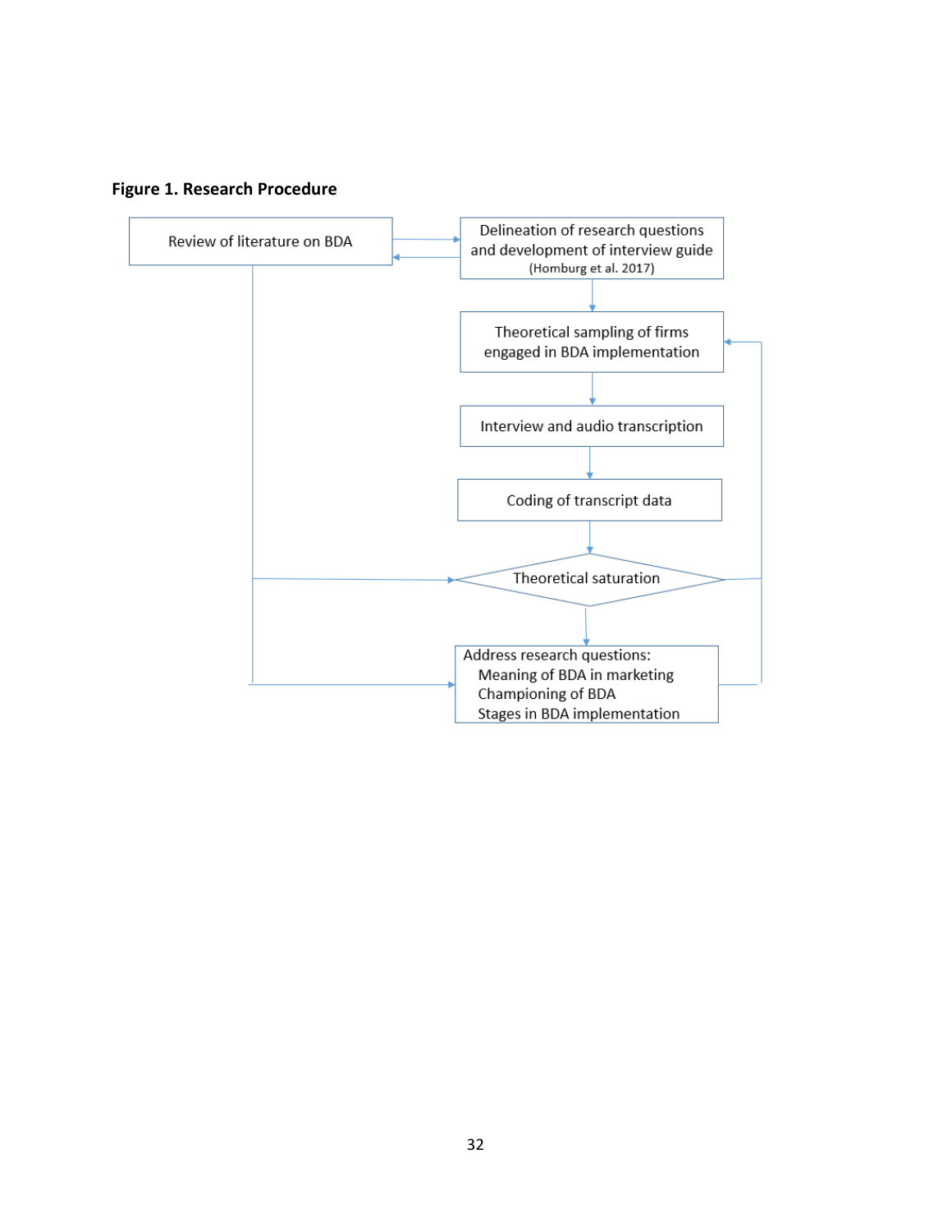**Figure 1. Research Procedure**

Review of literature on BDA

Delineation of research questions and development of interview guide (Homburg et al. 2017)

Theoretical sampling of firms engaged in BDA implementation

Interview and audio transcription

Coding of transcript data

Theoretical saturation

Address research questions:
- Meaning of BDA in marketing
- Championing of BDA
- Stages in BDA implementation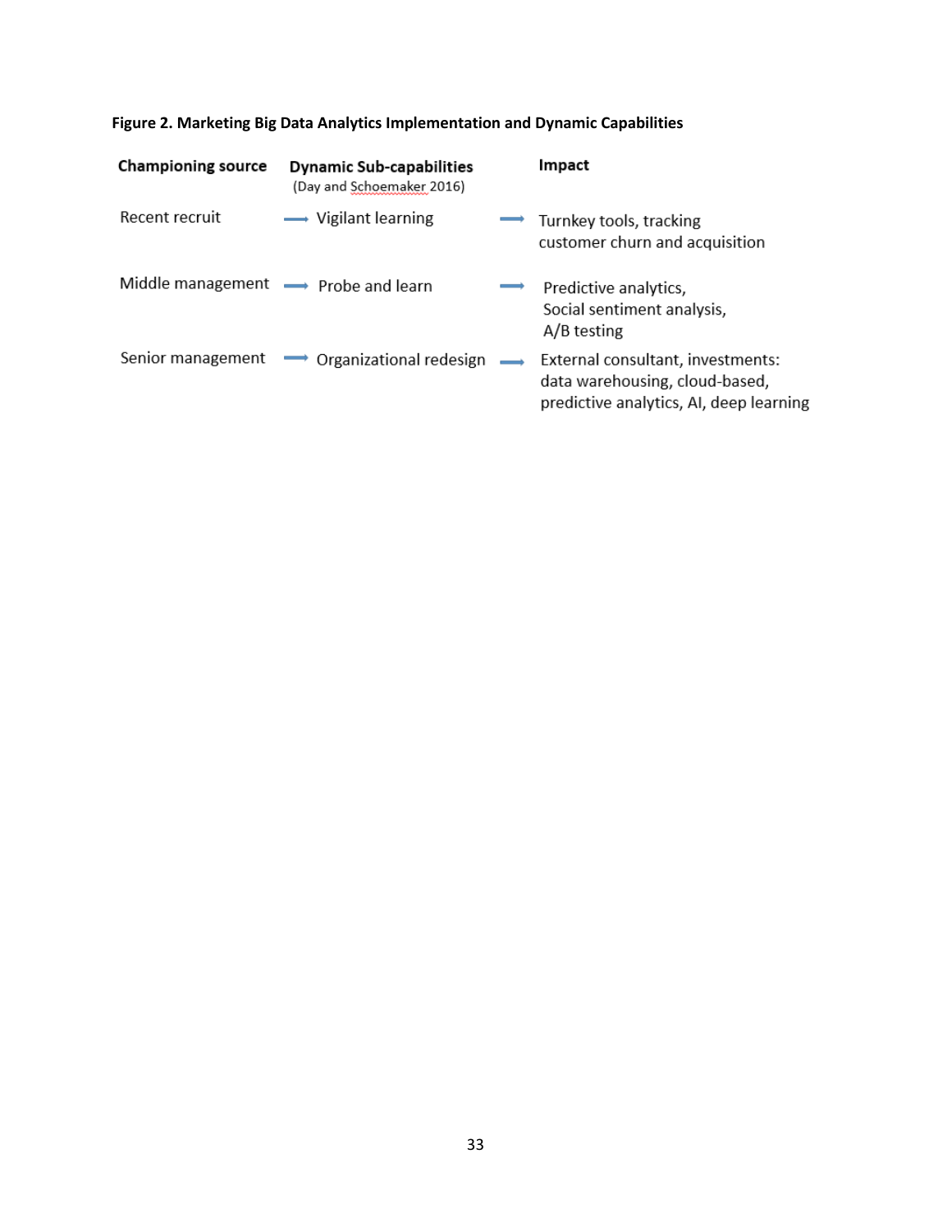**Figure 2. Marketing Big Data Analytics Implementation and Dynamic Capabilities**

| Championing source | | Dynamic Sub-capabilities (Day and Schoemaker 2016) | | Impact |
|---|---|---|---|---|
| Recent recruit | → | Vigilant learning | → | Turnkey tools, tracking customer churn and acquisition |
| Middle management | → | Probe and learn | → | Predictive analytics, Social sentiment analysis, A/B testing |
| Senior management | → | Organizational redesign | → | External consultant, investments: data warehousing, cloud-based, predictive analytics, AI, deep learning |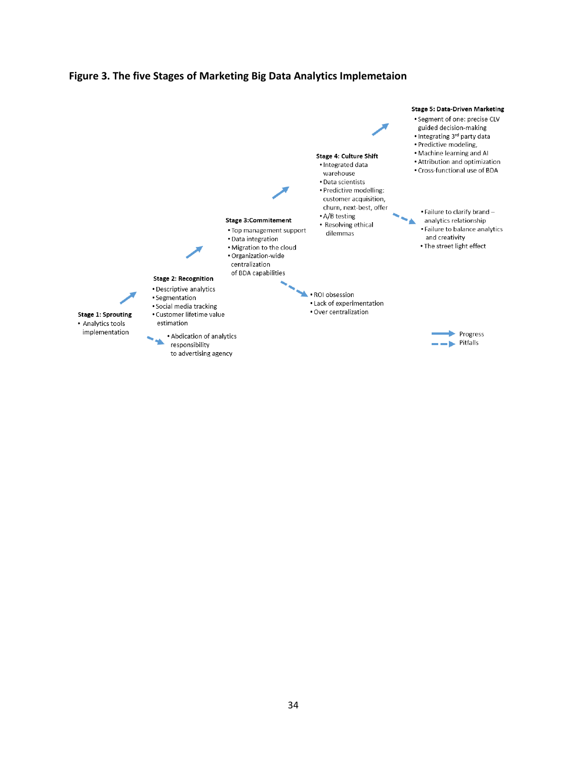**Figure 3. The five Stages of Marketing Big Data Analytics Implemetaion**

**Stage 1: Sprouting**
- Analytics tools implementation

Pitfalls:
- Abdication of analytics responsibility to advertising agency

**Stage 2: Recognition**
- Descriptive analytics
- Segmentation
- Social media tracking
- Customer lifetime value estimation

**Stage 3:Commitement**
- Top management support
- Data integration
- Migration to the cloud
- Organization-wide centralization of BDA capabilities

Pitfalls:
- ROI obsession
- Lack of experimentation
- Over centralization

**Stage 4: Culture Shift**
- Integrated data warehouse
- Data scientists
- Predictive modelling: customer acquisition, churn, next-best, offer
- A/B testing
- Resolving ethical dilemmas

Pitfalls:
- Failure to clarify brand – analytics relationship
- Failure to balance analytics and creativity
- The street light effect

**Stage 5: Data-Driven Marketing**
- Segment of one: precise CLV guided decision-making
- Integrating 3rd party data
- Predictive modeling,
- Machine learning and AI
- Attribution and optimization
- Cross-functional use of BDA

Progress

Pitfalls